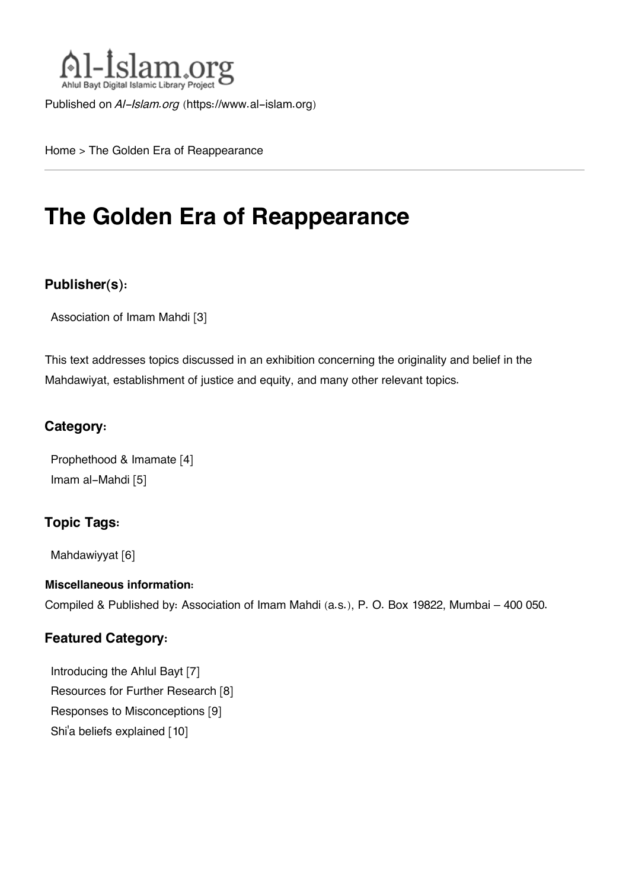Al-Islam.org
Ahlul Bayt Digital Islamic Library Project

Published on *Al-Islam.org* (https://www.al-islam.org)

Home > The Golden Era of Reappearance

# The Golden Era of Reappearance

### Publisher(s):

Association of Imam Mahdi [3]

This text addresses topics discussed in an exhibition concerning the originality and belief in the Mahdawiyat, establishment of justice and equity, and many other relevant topics.

### Category:

Prophethood & Imamate [4]
Imam al-Mahdi [5]

### Topic Tags:

Mahdawiyyat [6]

#### Miscellaneous information:

Compiled & Published by: Association of Imam Mahdi (a.s.), P. O. Box 19822, Mumbai – 400 050.

### Featured Category:

Introducing the Ahlul Bayt [7]
Resources for Further Research [8]
Responses to Misconceptions [9]
Shi'a beliefs explained [10]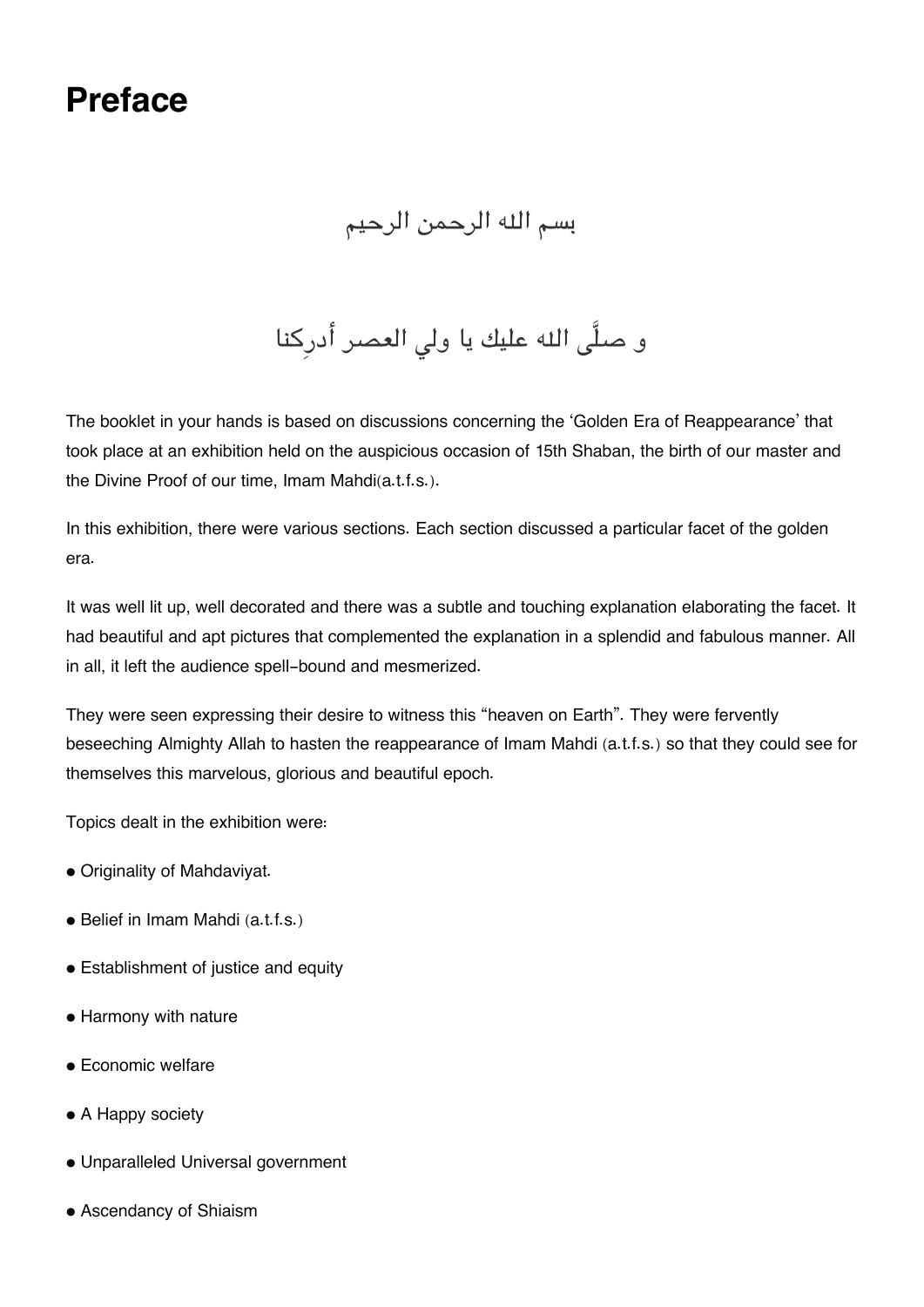# Preface

بسم الله الرحمن الرحيم

و صلَّى الله عليك يا ولي العصر أدرِكنا

The booklet in your hands is based on discussions concerning the 'Golden Era of Reappearance' that took place at an exhibition held on the auspicious occasion of 15th Shaban, the birth of our master and the Divine Proof of our time, Imam Mahdi(a.t.f.s.).

In this exhibition, there were various sections. Each section discussed a particular facet of the golden era.

It was well lit up, well decorated and there was a subtle and touching explanation elaborating the facet. It had beautiful and apt pictures that complemented the explanation in a splendid and fabulous manner. All in all, it left the audience spell-bound and mesmerized.

They were seen expressing their desire to witness this "heaven on Earth". They were fervently beseeching Almighty Allah to hasten the reappearance of Imam Mahdi (a.t.f.s.) so that they could see for themselves this marvelous, glorious and beautiful epoch.

Topics dealt in the exhibition were:

- Originality of Mahdaviyat.
- Belief in Imam Mahdi (a.t.f.s.)
- Establishment of justice and equity
- Harmony with nature
- Economic welfare
- A Happy society
- Unparalleled Universal government
- Ascendancy of Shiaism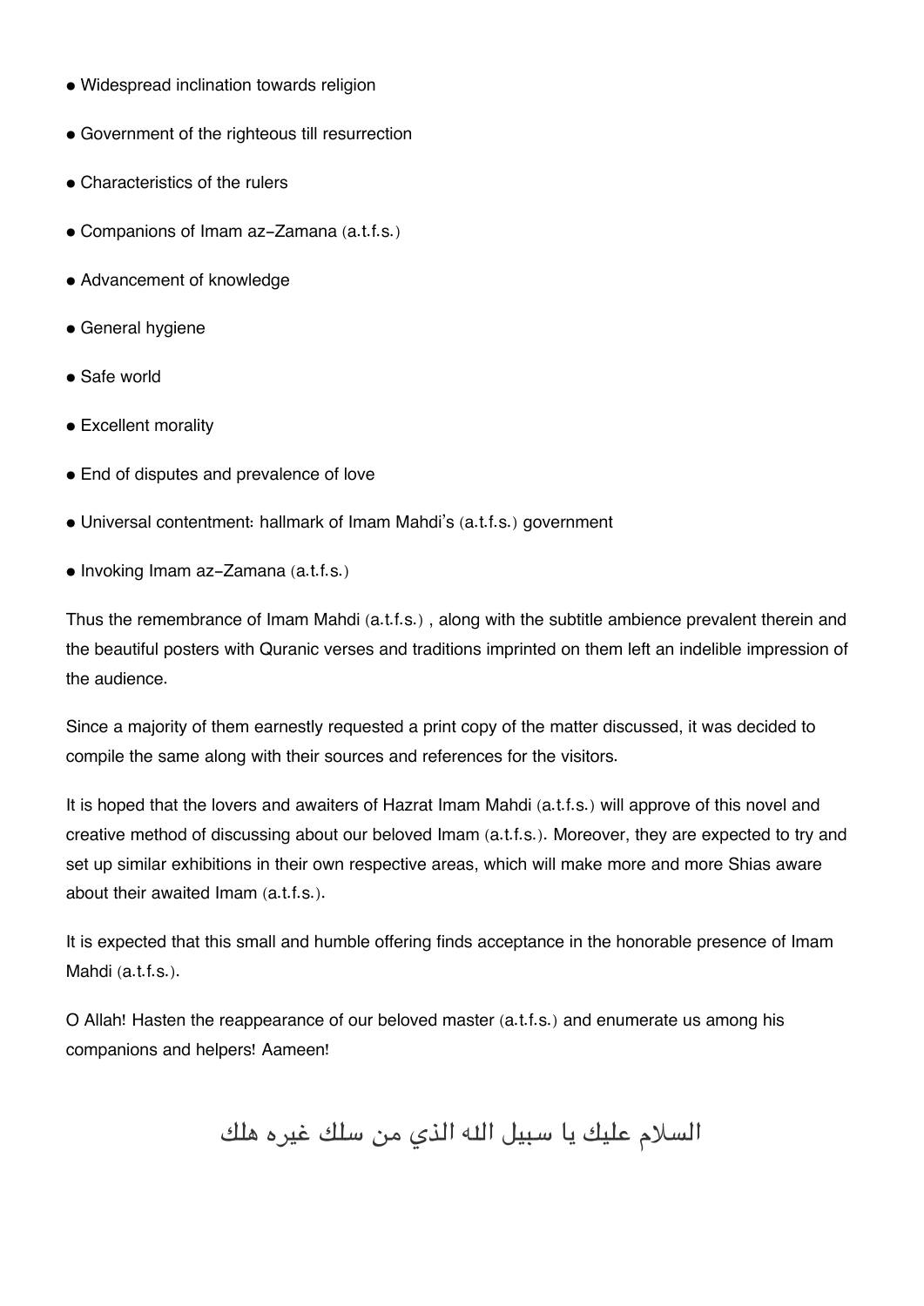- Widespread inclination towards religion
- Government of the righteous till resurrection
- Characteristics of the rulers
- Companions of Imam az-Zamana (a.t.f.s.)
- Advancement of knowledge
- General hygiene
- Safe world
- Excellent morality
- End of disputes and prevalence of love
- Universal contentment: hallmark of Imam Mahdi's (a.t.f.s.) government
- Invoking Imam az-Zamana (a.t.f.s.)

Thus the remembrance of Imam Mahdi (a.t.f.s.) , along with the subtitle ambience prevalent therein and the beautiful posters with Quranic verses and traditions imprinted on them left an indelible impression of the audience.

Since a majority of them earnestly requested a print copy of the matter discussed, it was decided to compile the same along with their sources and references for the visitors.

It is hoped that the lovers and awaiters of Hazrat Imam Mahdi (a.t.f.s.) will approve of this novel and creative method of discussing about our beloved Imam (a.t.f.s.). Moreover, they are expected to try and set up similar exhibitions in their own respective areas, which will make more and more Shias aware about their awaited Imam (a.t.f.s.).

It is expected that this small and humble offering finds acceptance in the honorable presence of Imam Mahdi (a.t.f.s.).

O Allah! Hasten the reappearance of our beloved master (a.t.f.s.) and enumerate us among his companions and helpers! Aameen!

السلام عليك يا سبيل الله الذي من سلك غيره هلك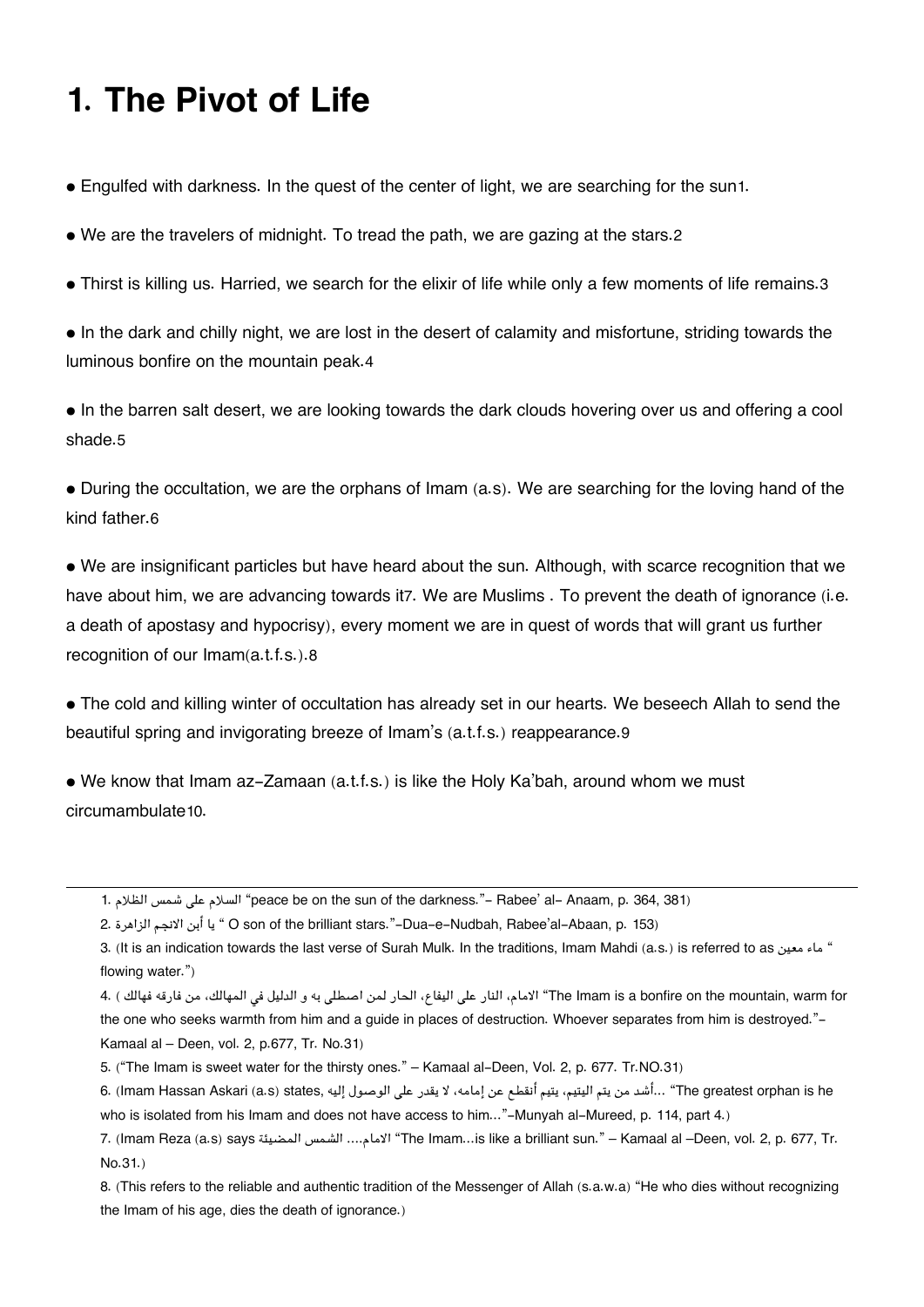# 1. The Pivot of Life

- Engulfed with darkness. In the quest of the center of light, we are searching for the sun[1].
- We are the travelers of midnight. To tread the path, we are gazing at the stars.[2]
- Thirst is killing us. Harried, we search for the elixir of life while only a few moments of life remains.[3]
- In the dark and chilly night, we are lost in the desert of calamity and misfortune, striding towards the luminous bonfire on the mountain peak.[4]
- In the barren salt desert, we are looking towards the dark clouds hovering over us and offering a cool shade.[5]
- During the occultation, we are the orphans of Imam (a.s). We are searching for the loving hand of the kind father.[6]
- We are insignificant particles but have heard about the sun. Although, with scarce recognition that we have about him, we are advancing towards it[7]. We are Muslims . To prevent the death of ignorance (i.e. a death of apostasy and hypocrisy), every moment we are in quest of words that will grant us further recognition of our Imam(a.t.f.s.).[8]
- The cold and killing winter of occultation has already set in our hearts. We beseech Allah to send the beautiful spring and invigorating breeze of Imam's (a.t.f.s.) reappearance.[9]
- We know that Imam az-Zamaan (a.t.f.s.) is like the Holy Ka'bah, around whom we must circumambulate[10].

---

1. السلام على شمس الظلام "peace be on the sun of the darkness."- Rabee' al- Anaam, p. 364, 381)
2. يا أبن الانجم الزاهرة " O son of the brilliant stars."-Dua-e-Nudbah, Rabee'al-Abaan, p. 153)
3. (It is an indication towards the last verse of Surah Mulk. In the traditions, Imam Mahdi (a.s.) is referred to as ماء معين " flowing water.")
4. ( الامام، النار على اليفاع، الحار لمن اصطلى به و الدليل في المهالك، من فارقه فهالك "The Imam is a bonfire on the mountain, warm for the one who seeks warmth from him and a guide in places of destruction. Whoever separates from him is destroyed."- Kamaal al – Deen, vol. 2, p.677, Tr. No.31)
5. ("The Imam is sweet water for the thirsty ones." – Kamaal al-Deen, Vol. 2, p. 677. Tr.NO.31)
6. (Imam Hassan Askari (a.s) states, أشد من يتم اليتيم، يتيم أنقطع عن إمامه، لا يقدر على الوصول إليه... "The greatest orphan is he who is isolated from his Imam and does not have access to him..."-Munyah al-Mureed, p. 114, part 4.)
7. (Imam Reza (a.s) says الامام.... الشمس المضيئة "The Imam...is like a brilliant sun." – Kamaal al –Deen, vol. 2, p. 677, Tr. No.31.)
8. (This refers to the reliable and authentic tradition of the Messenger of Allah (s.a.w.a) "He who dies without recognizing the Imam of his age, dies the death of ignorance.)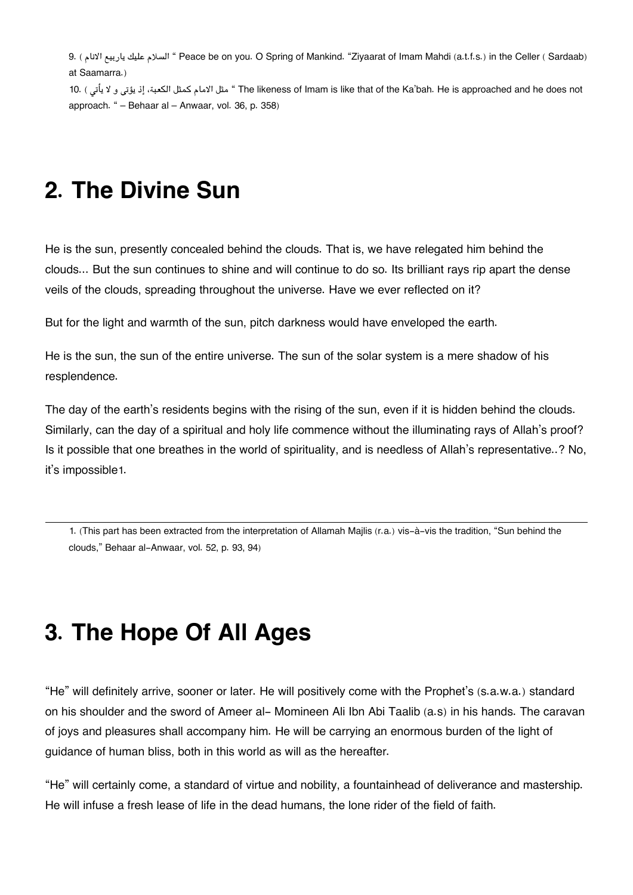9. ( السلام عليك ياربيع الانام " Peace be on you. O Spring of Mankind. "Ziyaarat of Imam Mahdi (a.t.f.s.) in the Celler ( Sardaab) at Saamarra.)

10. ( مثل الامام كمثل الكعبة، إذ يؤتى و لا يأتي " The likeness of Imam is like that of the Ka'bah. He is approached and he does not approach. " – Behaar al – Anwaar, vol. 36, p. 358)

# 2. The Divine Sun

He is the sun, presently concealed behind the clouds. That is, we have relegated him behind the clouds... But the sun continues to shine and will continue to do so. Its brilliant rays rip apart the dense veils of the clouds, spreading throughout the universe. Have we ever reflected on it?

But for the light and warmth of the sun, pitch darkness would have enveloped the earth.

He is the sun, the sun of the entire universe. The sun of the solar system is a mere shadow of his resplendence.

The day of the earth's residents begins with the rising of the sun, even if it is hidden behind the clouds. Similarly, can the day of a spiritual and holy life commence without the illuminating rays of Allah's proof? Is it possible that one breathes in the world of spirituality, and is needless of Allah's representative..? No, it's impossible[1].

---

1. (This part has been extracted from the interpretation of Allamah Majlis (r.a.) vis-à-vis the tradition, "Sun behind the clouds," Behaar al-Anwaar, vol. 52, p. 93, 94)

# 3. The Hope Of All Ages

"He" will definitely arrive, sooner or later. He will positively come with the Prophet's (s.a.w.a.) standard on his shoulder and the sword of Ameer al- Momineen Ali Ibn Abi Taalib (a.s) in his hands. The caravan of joys and pleasures shall accompany him. He will be carrying an enormous burden of the light of guidance of human bliss, both in this world as will as the hereafter.

"He" will certainly come, a standard of virtue and nobility, a fountainhead of deliverance and mastership. He will infuse a fresh lease of life in the dead humans, the lone rider of the field of faith.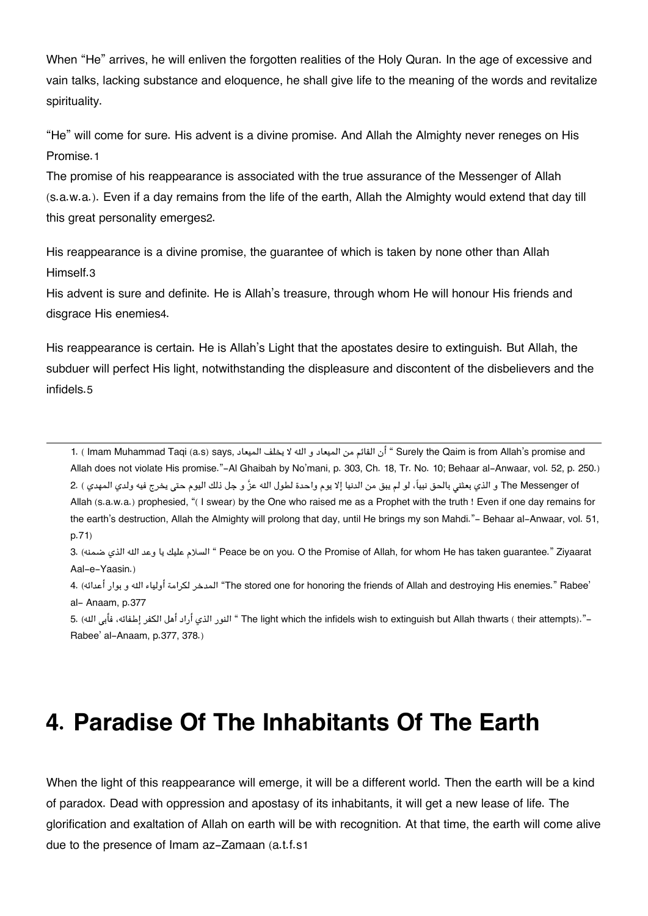When “He” arrives, he will enliven the forgotten realities of the Holy Quran. In the age of excessive and vain talks, lacking substance and eloquence, he shall give life to the meaning of the words and revitalize spirituality.

“He” will come for sure. His advent is a divine promise. And Allah the Almighty never reneges on His Promise.[1]

The promise of his reappearance is associated with the true assurance of the Messenger of Allah (s.a.w.a.). Even if a day remains from the life of the earth, Allah the Almighty would extend that day till this great personality emerges[2].

His reappearance is a divine promise, the guarantee of which is taken by none other than Allah Himself.[3]

His advent is sure and definite. He is Allah’s treasure, through whom He will honour His friends and disgrace His enemies[4].

His reappearance is certain. He is Allah’s Light that the apostates desire to extinguish. But Allah, the subduer will perfect His light, notwithstanding the displeasure and discontent of the disbelievers and the infidels.[5]

---

1. ( Imam Muhammad Taqi (a.s) says, أن القائم من الميعاد و الله لا يخلف الميعاد “ Surely the Qaim is from Allah’s promise and Allah does not violate His promise.”–Al Ghaibah by No’mani, p. 303, Ch. 18, Tr. No. 10; Behaar al-Anwaar, vol. 52, p. 250.)
2. ( و الذي بعثني بالحق نبياً، لو لم يبق من الدنيا إلا يوم واحدة لطول الله عزّ و جل ذلك اليوم حتى يخرج فيه ولدي المهدي The Messenger of Allah (s.a.w.a.) prophesied, “( I swear) by the One who raised me as a Prophet with the truth ! Even if one day remains for the earth’s destruction, Allah the Almighty will prolong that day, until He brings my son Mahdi.”- Behaar al-Anwaar, vol. 51, p.71)
3. (السلام عليك يا وعد الله الذي ضمنه “ Peace be on you. O the Promise of Allah, for whom He has taken guarantee.” Ziyaarat Aal-e-Yaasin.)
4. (المدخر لكرامة أولياء الله و بوار أعدائه “The stored one for honoring the friends of Allah and destroying His enemies.” Rabee’ al- Anaam, p.377
5. (النور الذي أراد أهل الكفر إطفائه، فأبى الله “ The light which the infidels wish to extinguish but Allah thwarts ( their attempts).”- Rabee’ al-Anaam, p.377, 378.)

## 4. Paradise Of The Inhabitants Of The Earth

When the light of this reappearance will emerge, it will be a different world. Then the earth will be a kind of paradox. Dead with oppression and apostasy of its inhabitants, it will get a new lease of life. The glorification and exaltation of Allah on earth will be with recognition. At that time, the earth will come alive due to the presence of Imam az-Zamaan (a.t.f.s[1]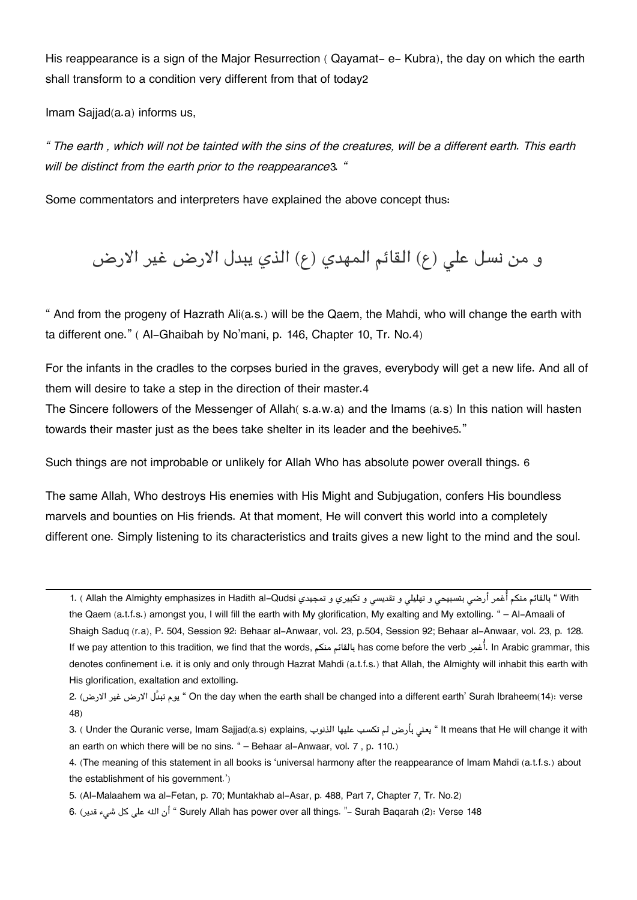His reappearance is a sign of the Major Resurrection ( Qayamat- e- Kubra), the day on which the earth shall transform to a condition very different from that of today[2]

Imam Sajjad(a.a) informs us,

*" The earth , which will not be tainted with the sins of the creatures, will be a different earth. This earth will be distinct from the earth prior to the reappearance[3]. "*

Some commentators and interpreters have explained the above concept thus:

و من نسل علي (ع) القائم المهدي (ع) الذي يبدل الارض غير الارض

" And from the progeny of Hazrath Ali(a.s.) will be the Qaem, the Mahdi, who will change the earth with ta different one." ( Al-Ghaibah by No'mani, p. 146, Chapter 10, Tr. No.4)

For the infants in the cradles to the corpses buried in the graves, everybody will get a new life. And all of them will desire to take a step in the direction of their master.[4]
The Sincere followers of the Messenger of Allah( s.a.w.a) and the Imams (a.s) In this nation will hasten towards their master just as the bees take shelter in its leader and the beehive[5]."

Such things are not improbable or unlikely for Allah Who has absolute power overall things. [6]

The same Allah, Who destroys His enemies with His Might and Subjugation, confers His boundless marvels and bounties on His friends. At that moment, He will convert this world into a completely different one. Simply listening to its characteristics and traits gives a new light to the mind and the soul.

---

1. ( Allah the Almighty emphasizes in Hadith al-Qudsi بالقائم منكم أُغمر أرضي بتسبيحي و تهليلي و تقديسي و تكبيري و تمجيدي " With the Qaem (a.t.f.s.) amongst you, I will fill the earth with My glorification, My exalting and My extolling. " – Al-Amaali of Shaigh Saduq (r.a), P. 504, Session 92: Behaar al-Anwaar, vol. 23, p.504, Session 92; Behaar al-Anwaar, vol. 23, p. 128. If we pay attention to this tradition, we find that the words, بالقائم منكم has come before the verb أُغمِر. In Arabic grammar, this denotes confinement i.e. it is only and only through Hazrat Mahdi (a.t.f.s.) that Allah, the Almighty will inhabit this earth with His glorification, exaltation and extolling.
2. (يوم تبدَّل الارض غير الارض " On the day when the earth shall be changed into a different earth' Surah Ibraheem(14): verse 48)
3. ( Under the Quranic verse, Imam Sajjad(a.s) explains, يعني بأرض لم تكسب عليها الذنوب " It means that He will change it with an earth on which there will be no sins. " – Behaar al-Anwaar, vol. 7 , p. 110.)
4. (The meaning of this statement in all books is 'universal harmony after the reappearance of Imam Mahdi (a.t.f.s.) about the establishment of his government.')
5. (Al-Malaahem wa al-Fetan, p. 70; Muntakhab al-Asar, p. 488, Part 7, Chapter 7, Tr. No.2)
6. (أن الله على كل شيء قدير " Surely Allah has power over all things. "- Surah Baqarah (2): Verse 148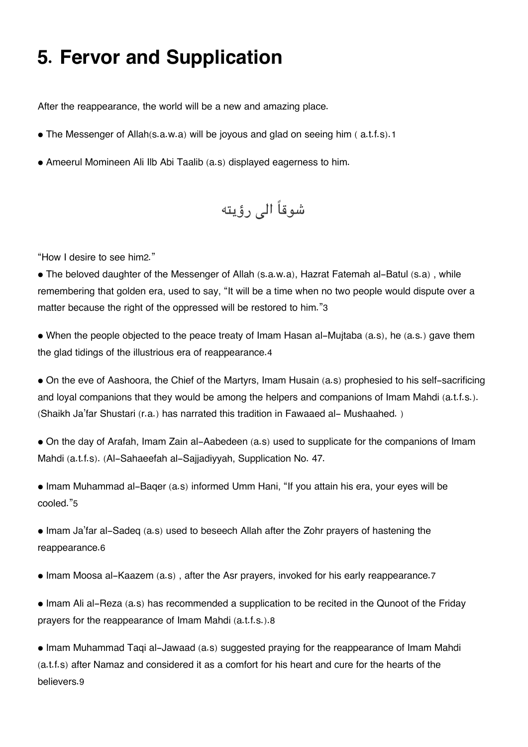# 5. Fervor and Supplication

After the reappearance, the world will be a new and amazing place.

- The Messenger of Allah(s.a.w.a) will be joyous and glad on seeing him ( a.t.f.s).[1]
- Ameerul Momineen Ali Ilb Abi Taalib (a.s) displayed eagerness to him.

شوقاً الى رؤيته

"How I desire to see him[2]."

- The beloved daughter of the Messenger of Allah (s.a.w.a), Hazrat Fatemah al-Batul (s.a) , while remembering that golden era, used to say, "It will be a time when no two people would dispute over a matter because the right of the oppressed will be restored to him."[3]
- When the people objected to the peace treaty of Imam Hasan al-Mujtaba (a.s), he (a.s.) gave them the glad tidings of the illustrious era of reappearance.[4]
- On the eve of Aashoora, the Chief of the Martyrs, Imam Husain (a.s) prophesied to his self-sacrificing and loyal companions that they would be among the helpers and companions of Imam Mahdi (a.t.f.s.). (Shaikh Ja'far Shustari (r.a.) has narrated this tradition in Fawaaed al- Mushaahed. )
- On the day of Arafah, Imam Zain al-Aabedeen (a.s) used to supplicate for the companions of Imam Mahdi (a.t.f.s). (Al-Sahaeefah al-Sajjadiyyah, Supplication No. 47.
- Imam Muhammad al-Baqer (a.s) informed Umm Hani, "If you attain his era, your eyes will be cooled."[5]
- Imam Ja'far al-Sadeq (a.s) used to beseech Allah after the Zohr prayers of hastening the reappearance.[6]
- Imam Moosa al-Kaazem (a.s) , after the Asr prayers, invoked for his early reappearance.[7]
- Imam Ali al-Reza (a.s) has recommended a supplication to be recited in the Qunoot of the Friday prayers for the reappearance of Imam Mahdi (a.t.f.s.).[8]
- Imam Muhammad Taqi al-Jawaad (a.s) suggested praying for the reappearance of Imam Mahdi (a.t.f.s) after Namaz and considered it as a comfort for his heart and cure for the hearts of the believers.[9]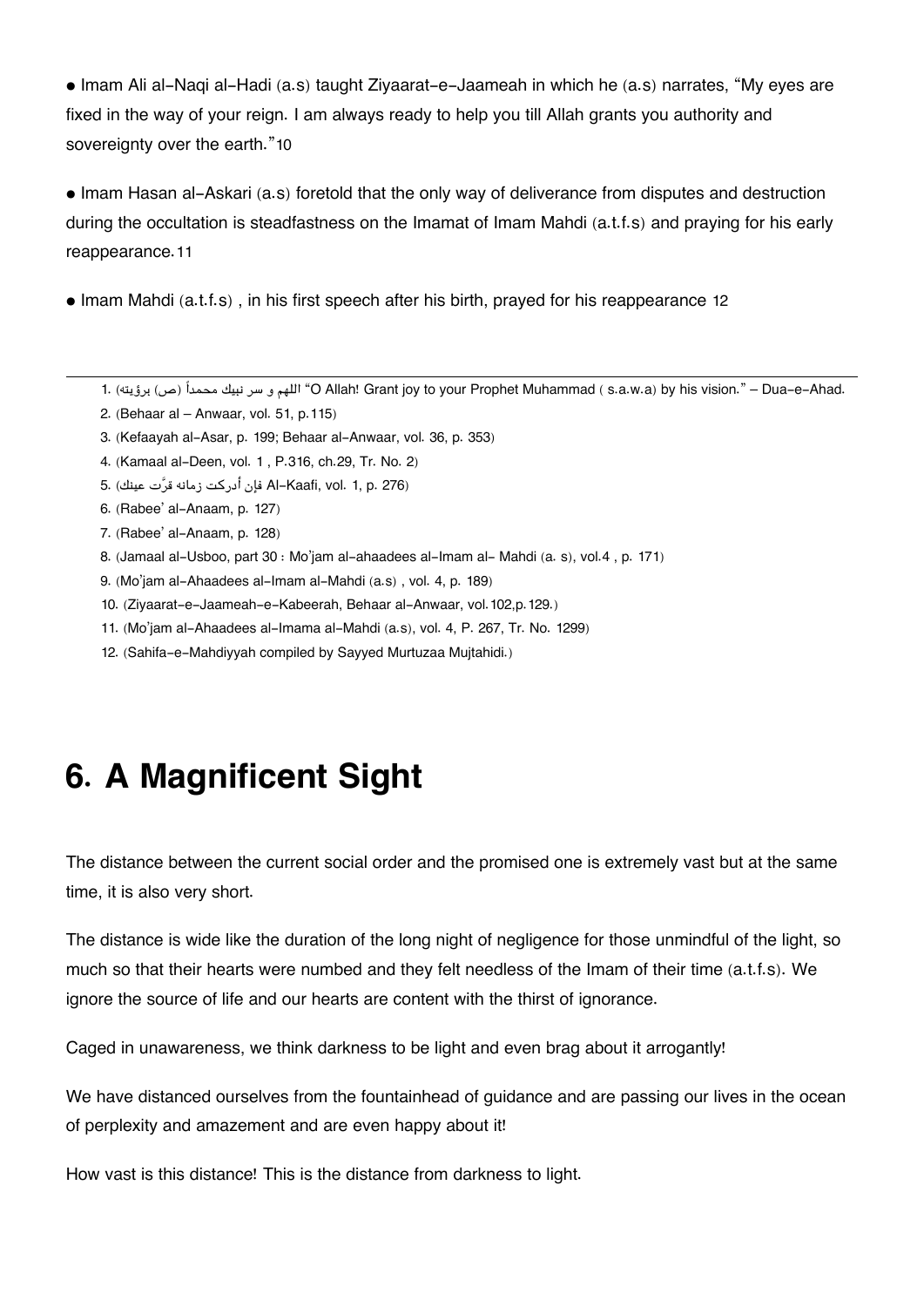- Imam Ali al-Naqi al-Hadi (a.s) taught Ziyaarat-e-Jaameah in which he (a.s) narrates, "My eyes are fixed in the way of your reign. I am always ready to help you till Allah grants you authority and sovereignty over the earth."[10]

- Imam Hasan al-Askari (a.s) foretold that the only way of deliverance from disputes and destruction during the occultation is steadfastness on the Imamat of Imam Mahdi (a.t.f.s) and praying for his early reappearance.[11]

- Imam Mahdi (a.t.f.s) , in his first speech after his birth, prayed for his reappearance [12]

---

1. اللهم و سر نبيك محمداً (ص) برؤيته "O Allah! Grant joy to your Prophet Muhammad ( s.a.w.a) by his vision." – Dua-e-Ahad.
2. (Behaar al – Anwaar, vol. 51, p.115)
3. (Kefaayah al-Asar, p. 199; Behaar al-Anwaar, vol. 36, p. 353)
4. (Kamaal al-Deen, vol. 1 , P.316, ch.29, Tr. No. 2)
5. (فإن أدركت زمانه قرَّت عينك Al-Kaafi, vol. 1, p. 276)
6. (Rabee' al-Anaam, p. 127)
7. (Rabee' al-Anaam, p. 128)
8. (Jamaal al-Usboo, part 30 : Mo'jam al-ahaadees al-Imam al- Mahdi (a. s), vol.4 , p. 171)
9. (Mo'jam al-Ahaadees al-Imam al-Mahdi (a.s) , vol. 4, p. 189)
10. (Ziyaarat-e-Jaameah-e-Kabeerah, Behaar al-Anwaar, vol.102,p.129.)
11. (Mo'jam al-Ahaadees al-Imama al-Mahdi (a.s), vol. 4, P. 267, Tr. No. 1299)
12. (Sahifa-e-Mahdiyyah compiled by Sayyed Murtuzaa Mujtahidi.)

# 6. A Magnificent Sight

The distance between the current social order and the promised one is extremely vast but at the same time, it is also very short.

The distance is wide like the duration of the long night of negligence for those unmindful of the light, so much so that their hearts were numbed and they felt needless of the Imam of their time (a.t.f.s). We ignore the source of life and our hearts are content with the thirst of ignorance.

Caged in unawareness, we think darkness to be light and even brag about it arrogantly!

We have distanced ourselves from the fountainhead of guidance and are passing our lives in the ocean of perplexity and amazement and are even happy about it!

How vast is this distance! This is the distance from darkness to light.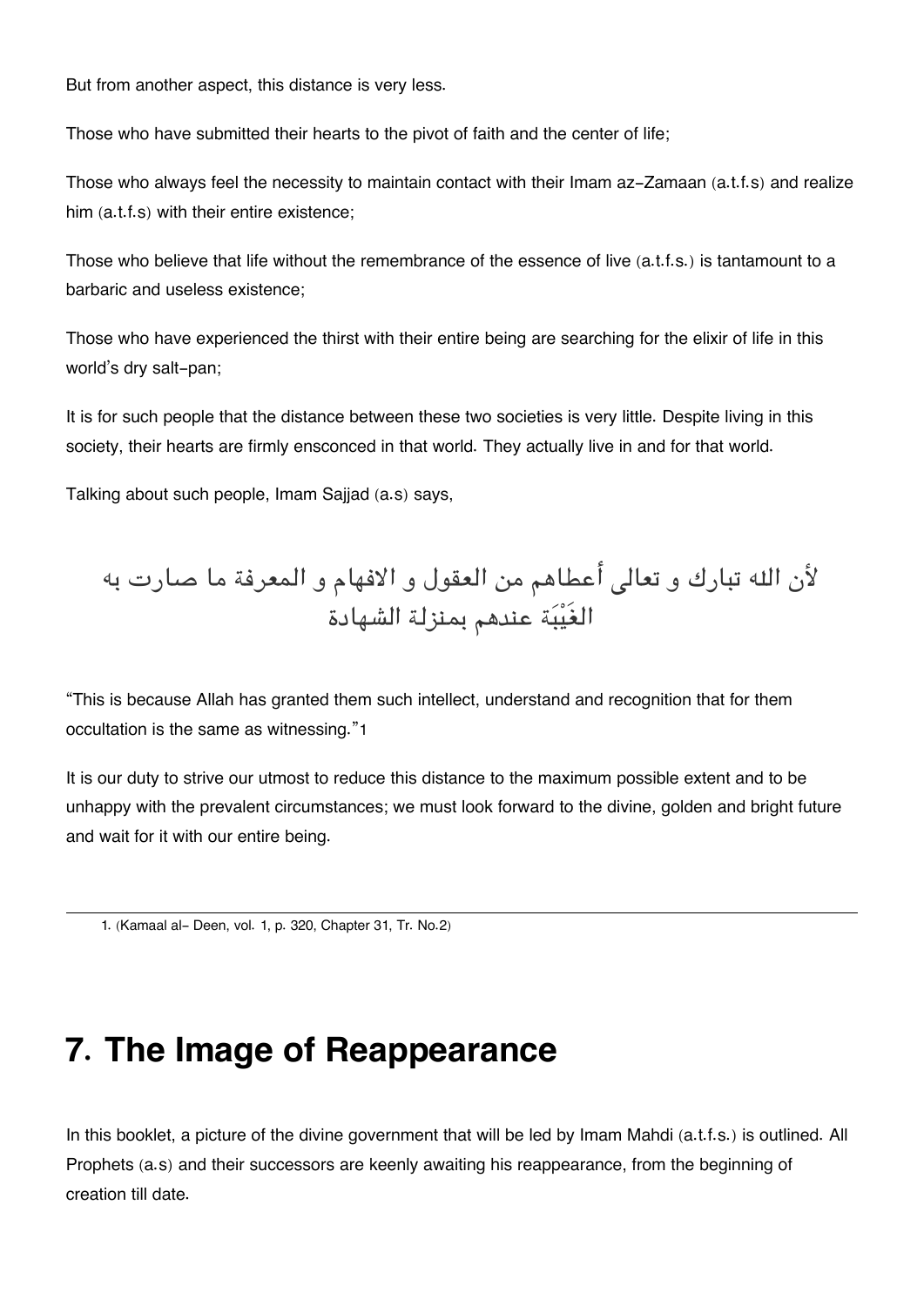But from another aspect, this distance is very less.

Those who have submitted their hearts to the pivot of faith and the center of life;

Those who always feel the necessity to maintain contact with their Imam az-Zamaan (a.t.f.s) and realize him (a.t.f.s) with their entire existence;

Those who believe that life without the remembrance of the essence of live (a.t.f.s.) is tantamount to a barbaric and useless existence;

Those who have experienced the thirst with their entire being are searching for the elixir of life in this world's dry salt-pan;

It is for such people that the distance between these two societies is very little. Despite living in this society, their hearts are firmly ensconced in that world. They actually live in and for that world.

Talking about such people, Imam Sajjad (a.s) says,

لأن الله تبارك و تعالى أعطاهم من العقول و الافهام و المعرفة ما صارت به الغَيْبَة عندهم بمنزلة الشهادة

"This is because Allah has granted them such intellect, understand and recognition that for them occultation is the same as witnessing."[1]

It is our duty to strive our utmost to reduce this distance to the maximum possible extent and to be unhappy with the prevalent circumstances; we must look forward to the divine, golden and bright future and wait for it with our entire being.

---

1. (Kamaal al- Deen, vol. 1, p. 320, Chapter 31, Tr. No.2)

# 7. The Image of Reappearance

In this booklet, a picture of the divine government that will be led by Imam Mahdi (a.t.f.s.) is outlined. All Prophets (a.s) and their successors are keenly awaiting his reappearance, from the beginning of creation till date.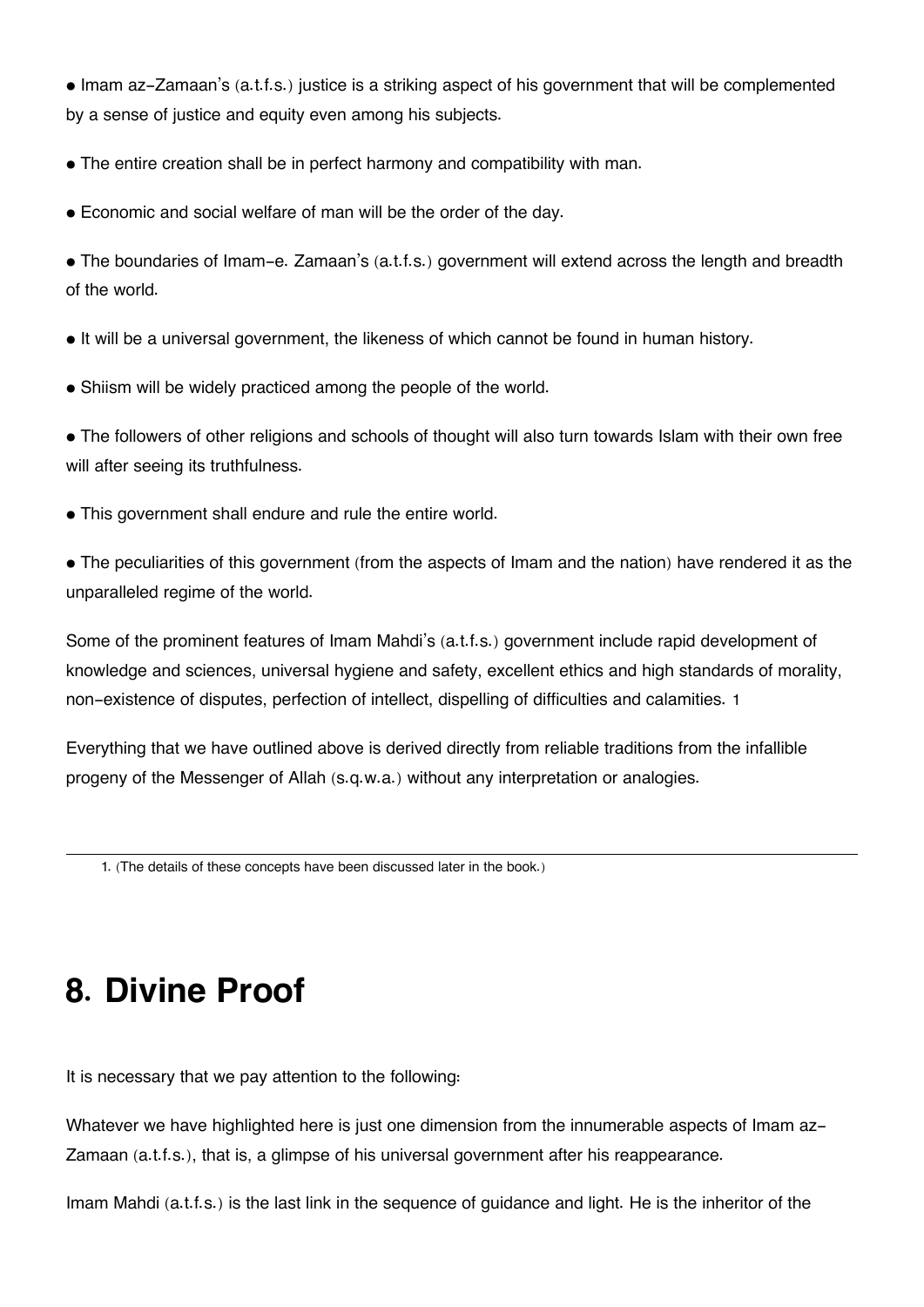- Imam az-Zamaan's (a.t.f.s.) justice is a striking aspect of his government that will be complemented by a sense of justice and equity even among his subjects.

- The entire creation shall be in perfect harmony and compatibility with man.

- Economic and social welfare of man will be the order of the day.

- The boundaries of Imam-e. Zamaan's (a.t.f.s.) government will extend across the length and breadth of the world.

- It will be a universal government, the likeness of which cannot be found in human history.

- Shiism will be widely practiced among the people of the world.

- The followers of other religions and schools of thought will also turn towards Islam with their own free will after seeing its truthfulness.

- This government shall endure and rule the entire world.

- The peculiarities of this government (from the aspects of Imam and the nation) have rendered it as the unparalleled regime of the world.

Some of the prominent features of Imam Mahdi's (a.t.f.s.) government include rapid development of knowledge and sciences, universal hygiene and safety, excellent ethics and high standards of morality, non-existence of disputes, perfection of intellect, dispelling of difficulties and calamities. [1]

Everything that we have outlined above is derived directly from reliable traditions from the infallible progeny of the Messenger of Allah (s.q.w.a.) without any interpretation or analogies.

---

1. (The details of these concepts have been discussed later in the book.)

# 8. Divine Proof

It is necessary that we pay attention to the following:

Whatever we have highlighted here is just one dimension from the innumerable aspects of Imam az-Zamaan (a.t.f.s.), that is, a glimpse of his universal government after his reappearance.

Imam Mahdi (a.t.f.s.) is the last link in the sequence of guidance and light. He is the inheritor of the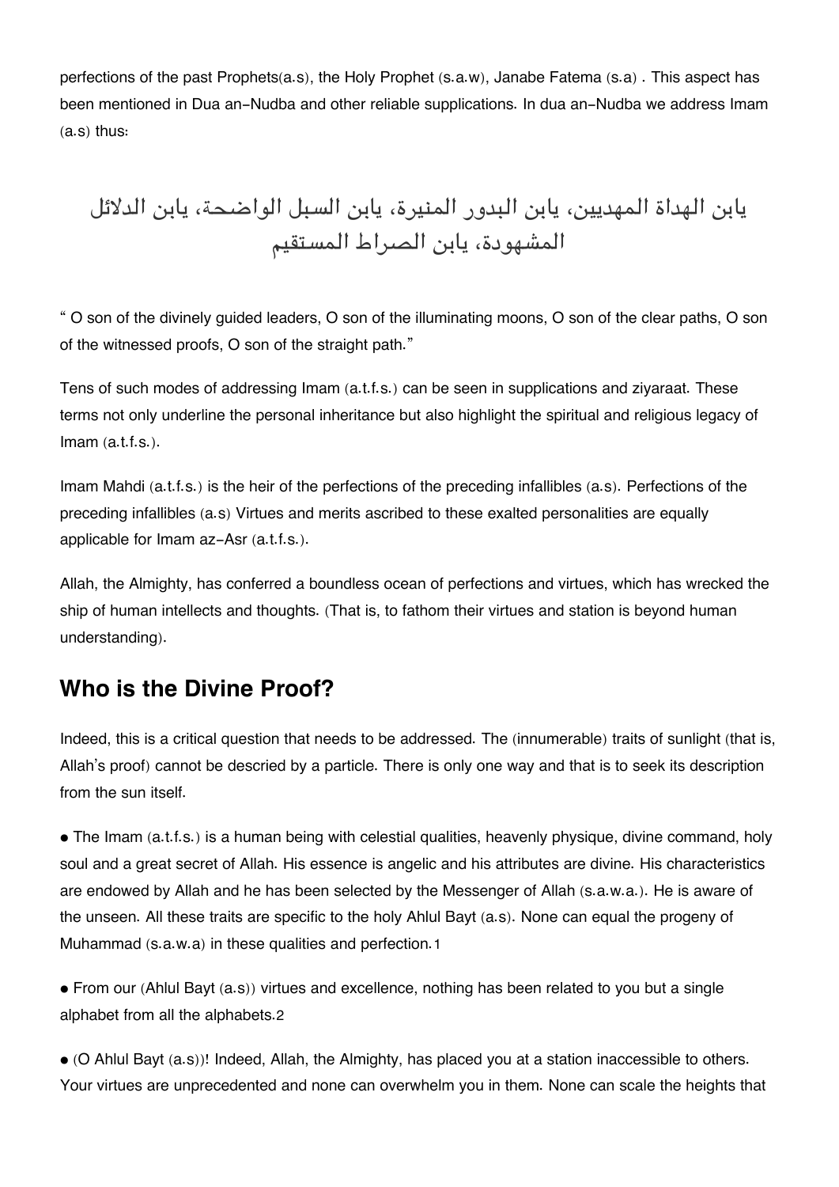perfections of the past Prophets(a.s), the Holy Prophet (s.a.w), Janabe Fatema (s.a) . This aspect has been mentioned in Dua an-Nudba and other reliable supplications. In dua an-Nudba we address Imam (a.s) thus:

يابن الهداة المهديين، يابن البدور المنيرة، يابن السبل الواضحة، يابن الدلائل المشهودة، يابن الصراط المستقيم

" O son of the divinely guided leaders, O son of the illuminating moons, O son of the clear paths, O son of the witnessed proofs, O son of the straight path."

Tens of such modes of addressing Imam (a.t.f.s.) can be seen in supplications and ziyaraat. These terms not only underline the personal inheritance but also highlight the spiritual and religious legacy of Imam (a.t.f.s.).

Imam Mahdi (a.t.f.s.) is the heir of the perfections of the preceding infallibles (a.s). Perfections of the preceding infallibles (a.s) Virtues and merits ascribed to these exalted personalities are equally applicable for Imam az-Asr (a.t.f.s.).

Allah, the Almighty, has conferred a boundless ocean of perfections and virtues, which has wrecked the ship of human intellects and thoughts. (That is, to fathom their virtues and station is beyond human understanding).

## Who is the Divine Proof?

Indeed, this is a critical question that needs to be addressed. The (innumerable) traits of sunlight (that is, Allah's proof) cannot be descried by a particle. There is only one way and that is to seek its description from the sun itself.

- The Imam (a.t.f.s.) is a human being with celestial qualities, heavenly physique, divine command, holy soul and a great secret of Allah. His essence is angelic and his attributes are divine. His characteristics are endowed by Allah and he has been selected by the Messenger of Allah (s.a.w.a.). He is aware of the unseen. All these traits are specific to the holy Ahlul Bayt (a.s). None can equal the progeny of Muhammad (s.a.w.a) in these qualities and perfection.[1]

- From our (Ahlul Bayt (a.s)) virtues and excellence, nothing has been related to you but a single alphabet from all the alphabets.[2]

- (O Ahlul Bayt (a.s))! Indeed, Allah, the Almighty, has placed you at a station inaccessible to others. Your virtues are unprecedented and none can overwhelm you in them. None can scale the heights that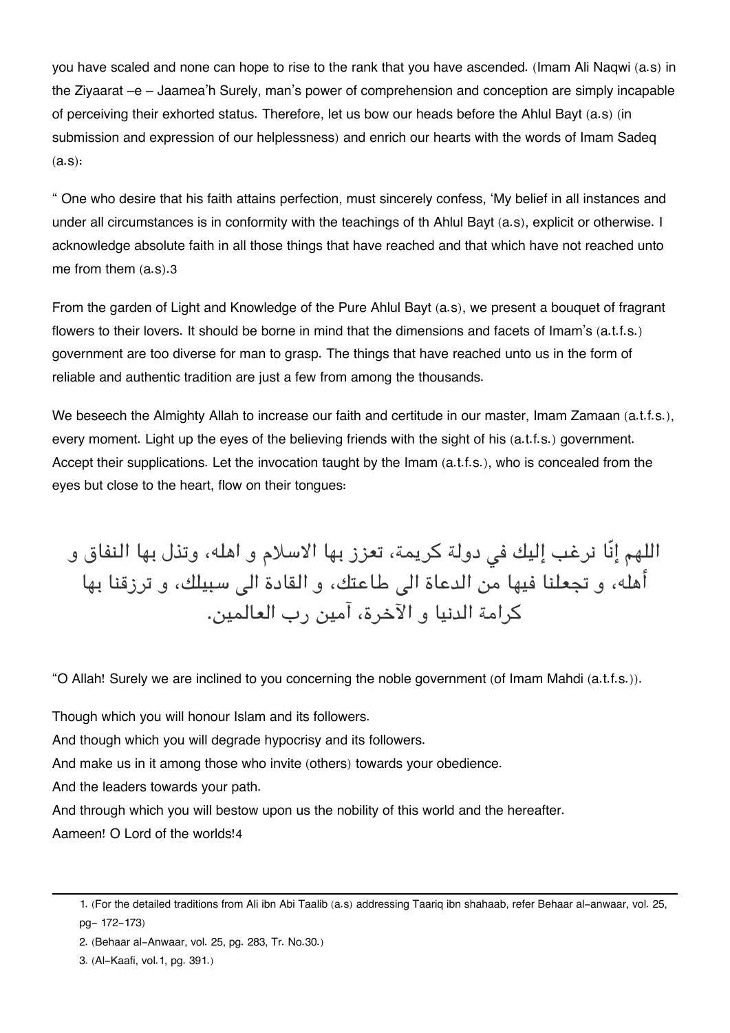you have scaled and none can hope to rise to the rank that you have ascended. (Imam Ali Naqwi (a.s) in the Ziyaarat –e – Jaamea'h Surely, man's power of comprehension and conception are simply incapable of perceiving their exhorted status. Therefore, let us bow our heads before the Ahlul Bayt (a.s) (in submission and expression of our helplessness) and enrich our hearts with the words of Imam Sadeq (a.s):

" One who desire that his faith attains perfection, must sincerely confess, 'My belief in all instances and under all circumstances is in conformity with the teachings of th Ahlul Bayt (a.s), explicit or otherwise. I acknowledge absolute faith in all those things that have reached and that which have not reached unto me from them (a.s).3

From the garden of Light and Knowledge of the Pure Ahlul Bayt (a.s), we present a bouquet of fragrant flowers to their lovers. It should be borne in mind that the dimensions and facets of Imam's (a.t.f.s.) government are too diverse for man to grasp. The things that have reached unto us in the form of reliable and authentic tradition are just a few from among the thousands.

We beseech the Almighty Allah to increase our faith and certitude in our master, Imam Zamaan (a.t.f.s.), every moment. Light up the eyes of the believing friends with the sight of his (a.t.f.s.) government. Accept their supplications. Let the invocation taught by the Imam (a.t.f.s.), who is concealed from the eyes but close to the heart, flow on their tongues:

اللهم إنّا نرغب إليك في دولة كريمة، تعزز بها الاسلام و اهله، وتذل بها النفاق و أهله، و تجعلنا فيها من الدعاة الى طاعتك، و القادة الى سبيلك، و ترزقنا بها كرامة الدنيا و الآخرة، آمين رب العالمين.

"O Allah! Surely we are inclined to you concerning the noble government (of Imam Mahdi (a.t.f.s.)).

Though which you will honour Islam and its followers.
And though which you will degrade hypocrisy and its followers.
And make us in it among those who invite (others) towards your obedience.
And the leaders towards your path.
And through which you will bestow upon us the nobility of this world and the hereafter.
Aameen! O Lord of the worlds!4

---

1. (For the detailed traditions from Ali ibn Abi Taalib (a.s) addressing Taariq ibn shahaab, refer Behaar al-anwaar, vol. 25, pg- 172-173)
2. (Behaar al-Anwaar, vol. 25, pg. 283, Tr. No.30.)
3. (Al-Kaafi, vol.1, pg. 391.)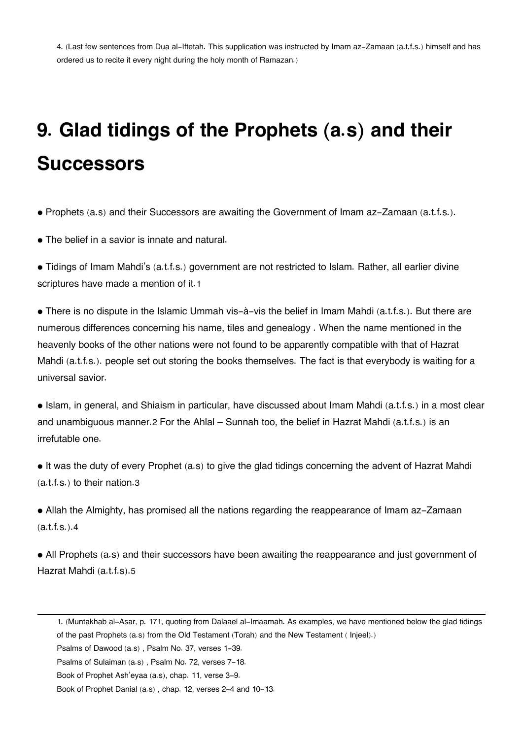4. (Last few sentences from Dua al-Iftetah. This supplication was instructed by Imam az-Zamaan (a.t.f.s.) himself and has ordered us to recite it every night during the holy month of Ramazan.)

# 9. Glad tidings of the Prophets (a.s) and their Successors

- Prophets (a.s) and their Successors are awaiting the Government of Imam az-Zamaan (a.t.f.s.).
- The belief in a savior is innate and natural.
- Tidings of Imam Mahdi's (a.t.f.s.) government are not restricted to Islam. Rather, all earlier divine scriptures have made a mention of it.1
- There is no dispute in the Islamic Ummah vis-à-vis the belief in Imam Mahdi (a.t.f.s.). But there are numerous differences concerning his name, tiles and genealogy . When the name mentioned in the heavenly books of the other nations were not found to be apparently compatible with that of Hazrat Mahdi (a.t.f.s.). people set out storing the books themselves. The fact is that everybody is waiting for a universal savior.
- Islam, in general, and Shiaism in particular, have discussed about Imam Mahdi (a.t.f.s.) in a most clear and unambiguous manner.2 For the Ahlal – Sunnah too, the belief in Hazrat Mahdi (a.t.f.s.) is an irrefutable one.
- It was the duty of every Prophet (a.s) to give the glad tidings concerning the advent of Hazrat Mahdi (a.t.f.s.) to their nation.3
- Allah the Almighty, has promised all the nations regarding the reappearance of Imam az-Zamaan (a.t.f.s.).4
- All Prophets (a.s) and their successors have been awaiting the reappearance and just government of Hazrat Mahdi (a.t.f.s).5

---

1. (Muntakhab al-Asar, p. 171, quoting from Dalaael al-Imaamah. As examples, we have mentioned below the glad tidings of the past Prophets (a.s) from the Old Testament (Torah) and the New Testament ( Injeel).)

Psalms of Dawood (a.s) , Psalm No. 37, verses 1-39.

Psalms of Sulaiman (a.s) , Psalm No. 72, verses 7-18.

Book of Prophet Ash'eyaa (a.s), chap. 11, verse 3-9.

Book of Prophet Danial (a.s) , chap. 12, verses 2-4 and 10-13.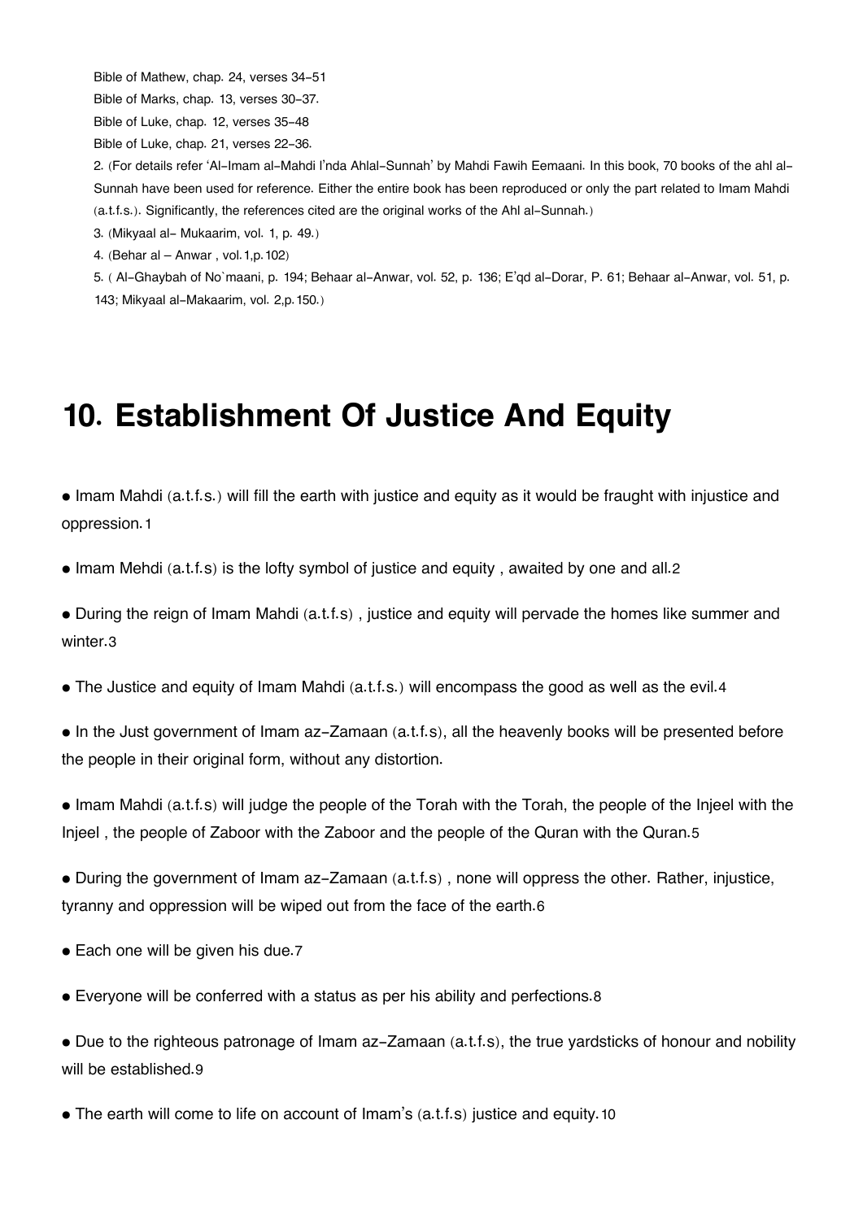Bible of Mathew, chap. 24, verses 34-51

Bible of Marks, chap. 13, verses 30-37.

Bible of Luke, chap. 12, verses 35-48

Bible of Luke, chap. 21, verses 22-36.

2. (For details refer 'Al-Imam al-Mahdi I'nda Ahlal-Sunnah' by Mahdi Fawih Eemaani. In this book, 70 books of the ahl al-Sunnah have been used for reference. Either the entire book has been reproduced or only the part related to Imam Mahdi (a.t.f.s.). Significantly, the references cited are the original works of the Ahl al-Sunnah.)

3. (Mikyaal al- Mukaarim, vol. 1, p. 49.)

4. (Behar al – Anwar , vol.1,p.102)

5. ( Al-Ghaybah of No`maani, p. 194; Behaar al-Anwar, vol. 52, p. 136; E'qd al-Dorar, P. 61; Behaar al-Anwar, vol. 51, p. 143; Mikyaal al-Makaarim, vol. 2,p.150.)

# 10. Establishment Of Justice And Equity

- Imam Mahdi (a.t.f.s.) will fill the earth with justice and equity as it would be fraught with injustice and oppression.[1]
- Imam Mehdi (a.t.f.s) is the lofty symbol of justice and equity , awaited by one and all.[2]
- During the reign of Imam Mahdi (a.t.f.s) , justice and equity will pervade the homes like summer and winter.[3]
- The Justice and equity of Imam Mahdi (a.t.f.s.) will encompass the good as well as the evil.[4]
- In the Just government of Imam az-Zamaan (a.t.f.s), all the heavenly books will be presented before the people in their original form, without any distortion.
- Imam Mahdi (a.t.f.s) will judge the people of the Torah with the Torah, the people of the Injeel with the Injeel , the people of Zaboor with the Zaboor and the people of the Quran with the Quran.[5]
- During the government of Imam az-Zamaan (a.t.f.s) , none will oppress the other. Rather, injustice, tyranny and oppression will be wiped out from the face of the earth.[6]
- Each one will be given his due.[7]
- Everyone will be conferred with a status as per his ability and perfections.[8]
- Due to the righteous patronage of Imam az-Zamaan (a.t.f.s), the true yardsticks of honour and nobility will be established.[9]
- The earth will come to life on account of Imam's (a.t.f.s) justice and equity.[10]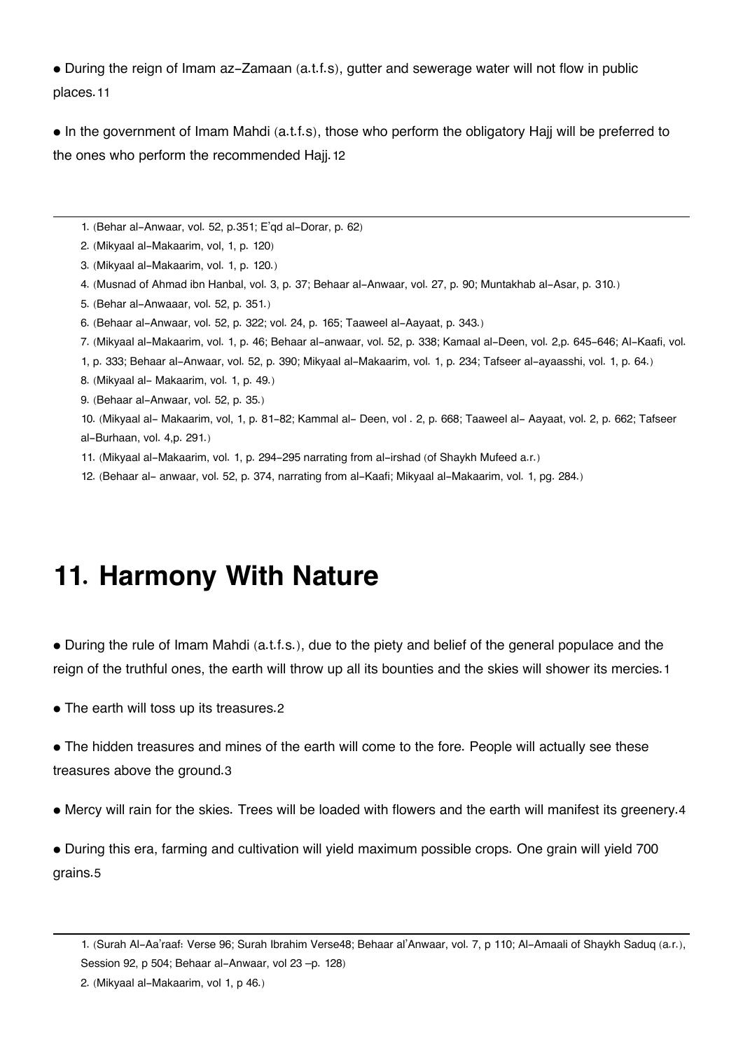• During the reign of Imam az-Zamaan (a.t.f.s), gutter and sewerage water will not flow in public places.[11]

• In the government of Imam Mahdi (a.t.f.s), those who perform the obligatory Hajj will be preferred to the ones who perform the recommended Hajj.[12]

---

1. (Behar al-Anwaar, vol. 52, p.351; E'qd al-Dorar, p. 62)
2. (Mikyaal al-Makaarim, vol, 1, p. 120)
3. (Mikyaal al-Makaarim, vol. 1, p. 120.)
4. (Musnad of Ahmad ibn Hanbal, vol. 3, p. 37; Behaar al-Anwaar, vol. 27, p. 90; Muntakhab al-Asar, p. 310.)
5. (Behar al-Anwaaar, vol. 52, p. 351.)
6. (Behaar al-Anwaar, vol. 52, p. 322; vol. 24, p. 165; Taaweel al-Aayaat, p. 343.)
7. (Mikyaal al-Makaarim, vol. 1, p. 46; Behaar al-anwaar, vol. 52, p. 338; Kamaal al-Deen, vol. 2,p. 645-646; Al-Kaafi, vol. 1, p. 333; Behaar al-Anwaar, vol. 52, p. 390; Mikyaal al-Makaarim, vol. 1, p. 234; Tafseer al-ayaasshi, vol. 1, p. 64.)
8. (Mikyaal al- Makaarim, vol. 1, p. 49.)
9. (Behaar al-Anwaar, vol. 52, p. 35.)
10. (Mikyaal al- Makaarim, vol, 1, p. 81-82; Kammal al- Deen, vol . 2, p. 668; Taaweel al- Aayaat, vol. 2, p. 662; Tafseer al-Burhaan, vol. 4,p. 291.)
11. (Mikyaal al-Makaarim, vol. 1, p. 294-295 narrating from al-irshad (of Shaykh Mufeed a.r.)
12. (Behaar al- anwaar, vol. 52, p. 374, narrating from al-Kaafi; Mikyaal al-Makaarim, vol. 1, pg. 284.)

# 11. Harmony With Nature

• During the rule of Imam Mahdi (a.t.f.s.), due to the piety and belief of the general populace and the reign of the truthful ones, the earth will throw up all its bounties and the skies will shower its mercies.[1]

• The earth will toss up its treasures.[2]

• The hidden treasures and mines of the earth will come to the fore. People will actually see these treasures above the ground.[3]

• Mercy will rain for the skies. Trees will be loaded with flowers and the earth will manifest its greenery.[4]

• During this era, farming and cultivation will yield maximum possible crops. One grain will yield 700 grains.[5]

---

1. (Surah Al-Aa'raaf: Verse 96; Surah Ibrahim Verse48; Behaar al'Anwaar, vol. 7, p 110; Al-Amaali of Shaykh Saduq (a.r.), Session 92, p 504; Behaar al-Anwaar, vol 23 –p. 128)
2. (Mikyaal al-Makaarim, vol 1, p 46.)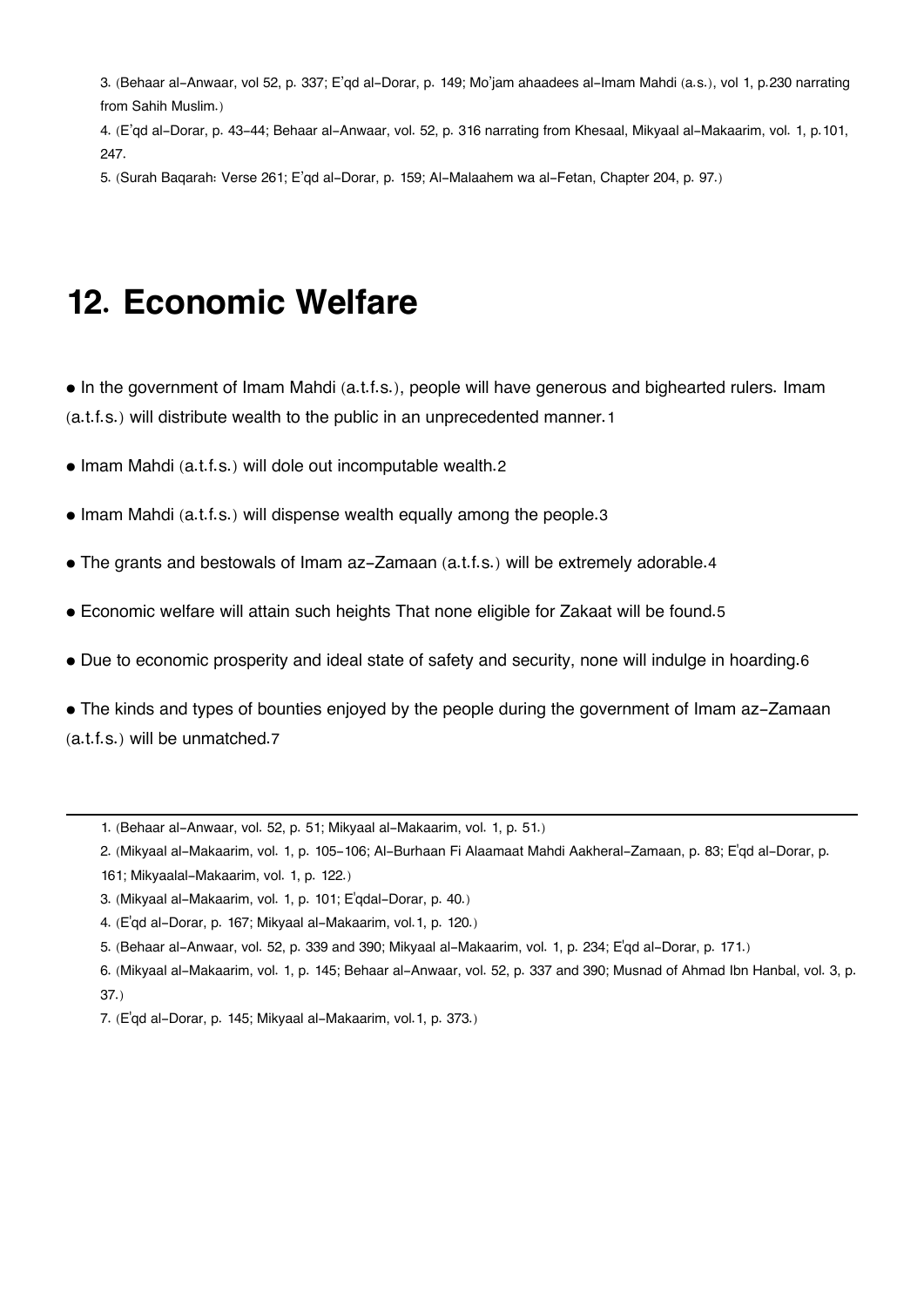3. (Behaar al-Anwaar, vol 52, p. 337; E'qd al-Dorar, p. 149; Mo'jam ahaadees al-Imam Mahdi (a.s.), vol 1, p.230 narrating from Sahih Muslim.)

4. (E'qd al-Dorar, p. 43-44; Behaar al-Anwaar, vol. 52, p. 316 narrating from Khesaal, Mikyaal al-Makaarim, vol. 1, p.101, 247.

5. (Surah Baqarah: Verse 261; E'qd al-Dorar, p. 159; Al-Malaahem wa al-Fetan, Chapter 204, p. 97.)

# 12. Economic Welfare

- In the government of Imam Mahdi (a.t.f.s.), people will have generous and bighearted rulers. Imam (a.t.f.s.) will distribute wealth to the public in an unprecedented manner.1
- Imam Mahdi (a.t.f.s.) will dole out incomputable wealth.2
- Imam Mahdi (a.t.f.s.) will dispense wealth equally among the people.3
- The grants and bestowals of Imam az-Zamaan (a.t.f.s.) will be extremely adorable.4
- Economic welfare will attain such heights That none eligible for Zakaat will be found.5
- Due to economic prosperity and ideal state of safety and security, none will indulge in hoarding.6
- The kinds and types of bounties enjoyed by the people during the government of Imam az-Zamaan (a.t.f.s.) will be unmatched.7

---

1. (Behaar al-Anwaar, vol. 52, p. 51; Mikyaal al-Makaarim, vol. 1, p. 51.)
2. (Mikyaal al-Makaarim, vol. 1, p. 105-106; Al-Burhaan Fi Alaamaat Mahdi Aakheral-Zamaan, p. 83; E'qd al-Dorar, p. 161; Mikyaalal-Makaarim, vol. 1, p. 122.)
3. (Mikyaal al-Makaarim, vol. 1, p. 101; E'qdal-Dorar, p. 40.)
4. (E'qd al-Dorar, p. 167; Mikyaal al-Makaarim, vol.1, p. 120.)
5. (Behaar al-Anwaar, vol. 52, p. 339 and 390; Mikyaal al-Makaarim, vol. 1, p. 234; E'qd al-Dorar, p. 171.)
6. (Mikyaal al-Makaarim, vol. 1, p. 145; Behaar al-Anwaar, vol. 52, p. 337 and 390; Musnad of Ahmad Ibn Hanbal, vol. 3, p. 37.)
7. (E'qd al-Dorar, p. 145; Mikyaal al-Makaarim, vol.1, p. 373.)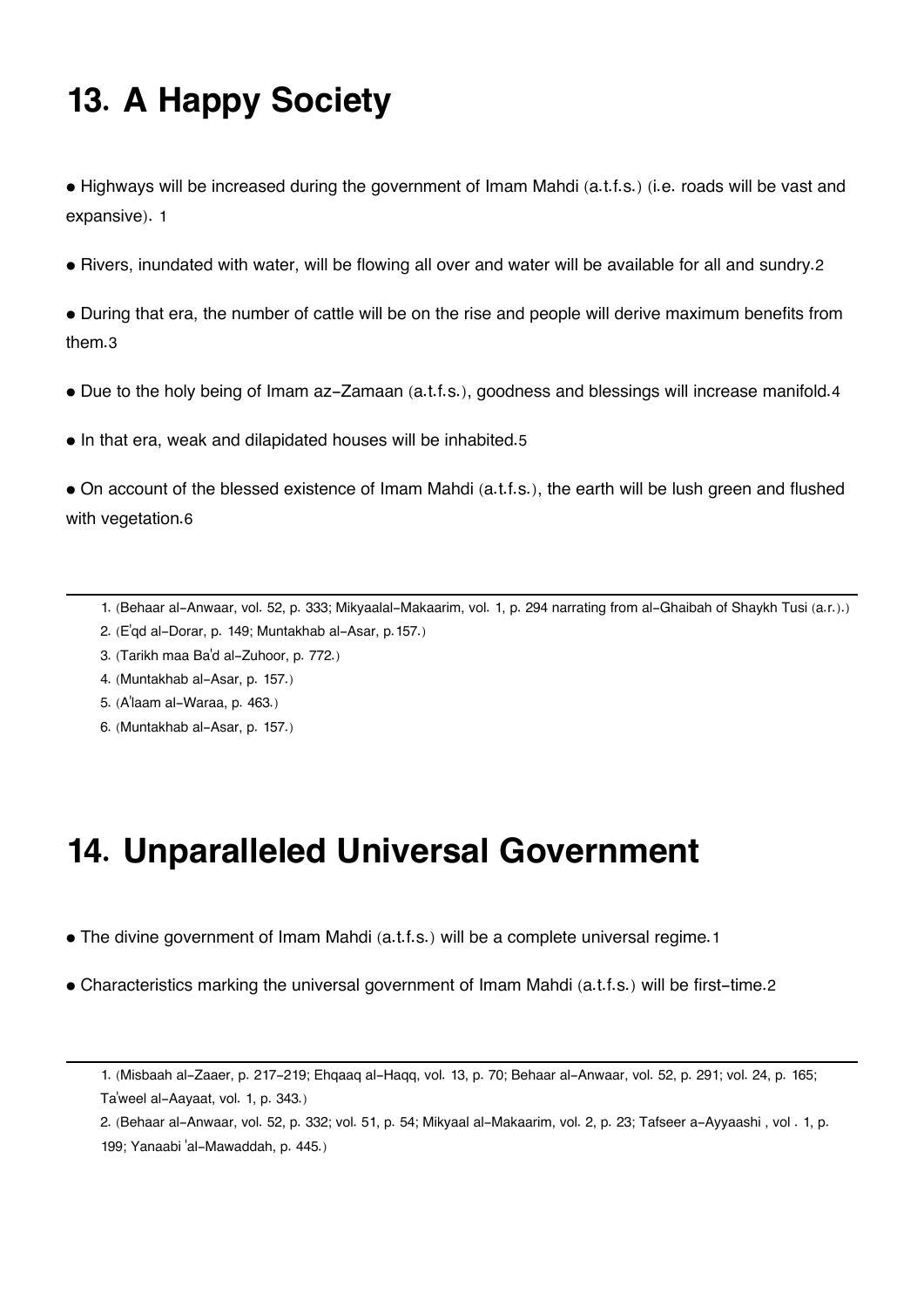# 13. A Happy Society

- Highways will be increased during the government of Imam Mahdi (a.t.f.s.) (i.e. roads will be vast and expansive). 1
- Rivers, inundated with water, will be flowing all over and water will be available for all and sundry.2
- During that era, the number of cattle will be on the rise and people will derive maximum benefits from them.3
- Due to the holy being of Imam az-Zamaan (a.t.f.s.), goodness and blessings will increase manifold.4
- In that era, weak and dilapidated houses will be inhabited.5
- On account of the blessed existence of Imam Mahdi (a.t.f.s.), the earth will be lush green and flushed with vegetation.6

---

1. (Behaar al-Anwaar, vol. 52, p. 333; Mikyaalal-Makaarim, vol. 1, p. 294 narrating from al-Ghaibah of Shaykh Tusi (a.r.).)
2. (E'qd al-Dorar, p. 149; Muntakhab al-Asar, p.157.)
3. (Tarikh maa Ba'd al-Zuhoor, p. 772.)
4. (Muntakhab al-Asar, p. 157.)
5. (A'laam al-Waraa, p. 463.)
6. (Muntakhab al-Asar, p. 157.)

# 14. Unparalleled Universal Government

- The divine government of Imam Mahdi (a.t.f.s.) will be a complete universal regime.1
- Characteristics marking the universal government of Imam Mahdi (a.t.f.s.) will be first-time.2

---

1. (Misbaah al-Zaaer, p. 217-219; Ehqaaq al-Haqq, vol. 13, p. 70; Behaar al-Anwaar, vol. 52, p. 291; vol. 24, p. 165; Ta'weel al-Aayaat, vol. 1, p. 343.)
2. (Behaar al-Anwaar, vol. 52, p. 332; vol. 51, p. 54; Mikyaal al-Makaarim, vol. 2, p. 23; Tafseer a-Ayyaashi , vol . 1, p. 199; Yanaabi 'al-Mawaddah, p. 445.)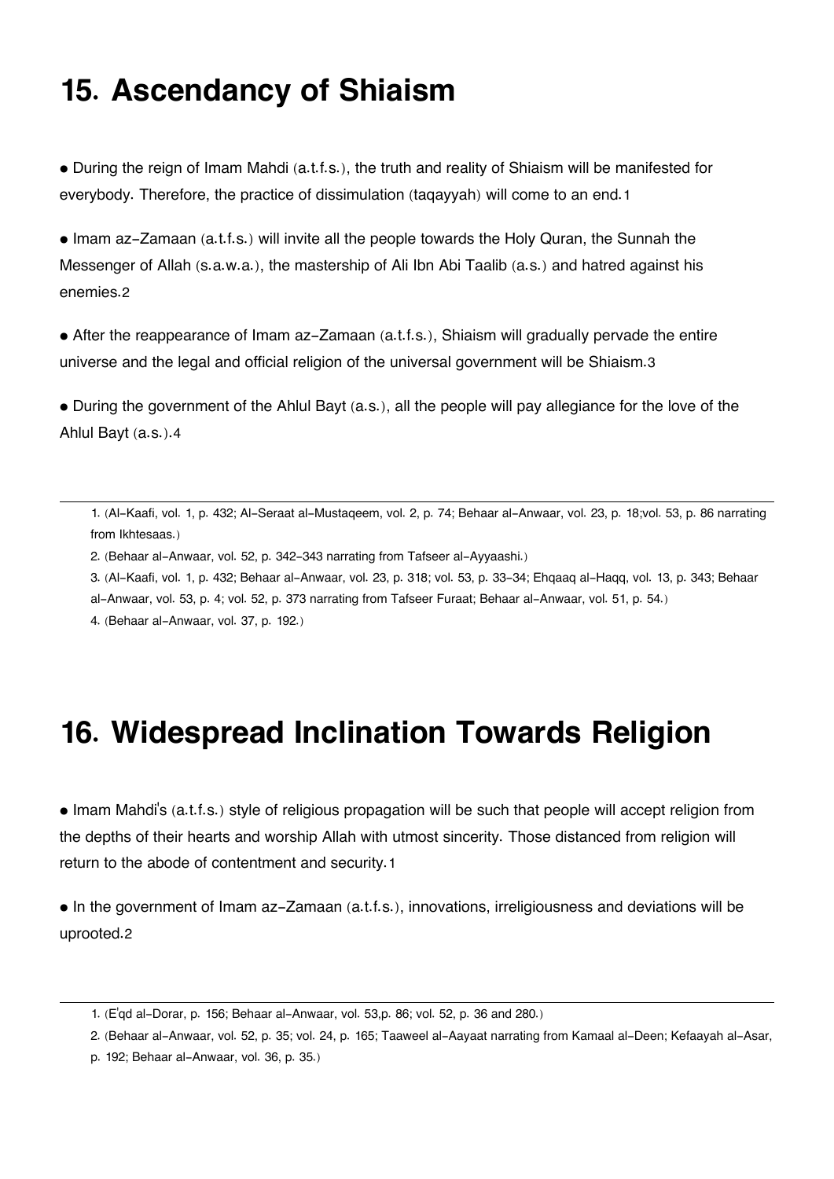# 15. Ascendancy of Shiaism

• During the reign of Imam Mahdi (a.t.f.s.), the truth and reality of Shiaism will be manifested for everybody. Therefore, the practice of dissimulation (taqayyah) will come to an end.[1]

• Imam az-Zamaan (a.t.f.s.) will invite all the people towards the Holy Quran, the Sunnah the Messenger of Allah (s.a.w.a.), the mastership of Ali Ibn Abi Taalib (a.s.) and hatred against his enemies.[2]

• After the reappearance of Imam az-Zamaan (a.t.f.s.), Shiaism will gradually pervade the entire universe and the legal and official religion of the universal government will be Shiaism.[3]

• During the government of the Ahlul Bayt (a.s.), all the people will pay allegiance for the love of the Ahlul Bayt (a.s.).[4]

---

1. (Al-Kaafi, vol. 1, p. 432; Al-Seraat al-Mustaqeem, vol. 2, p. 74; Behaar al-Anwaar, vol. 23, p. 18;vol. 53, p. 86 narrating from Ikhtesaas.)
2. (Behaar al-Anwaar, vol. 52, p. 342-343 narrating from Tafseer al-Ayyaashi.)
3. (Al-Kaafi, vol. 1, p. 432; Behaar al-Anwaar, vol. 23, p. 318; vol. 53, p. 33-34; Ehqaaq al-Haqq, vol. 13, p. 343; Behaar al-Anwaar, vol. 53, p. 4; vol. 52, p. 373 narrating from Tafseer Furaat; Behaar al-Anwaar, vol. 51, p. 54.)
4. (Behaar al-Anwaar, vol. 37, p. 192.)

# 16. Widespread Inclination Towards Religion

• Imam Mahdi's (a.t.f.s.) style of religious propagation will be such that people will accept religion from the depths of their hearts and worship Allah with utmost sincerity. Those distanced from religion will return to the abode of contentment and security.[1]

• In the government of Imam az-Zamaan (a.t.f.s.), innovations, irreligiousness and deviations will be uprooted.[2]

---

1. (E'qd al-Dorar, p. 156; Behaar al-Anwaar, vol. 53,p. 86; vol. 52, p. 36 and 280.)
2. (Behaar al-Anwaar, vol. 52, p. 35; vol. 24, p. 165; Taaweel al-Aayaat narrating from Kamaal al-Deen; Kefaayah al-Asar, p. 192; Behaar al-Anwaar, vol. 36, p. 35.)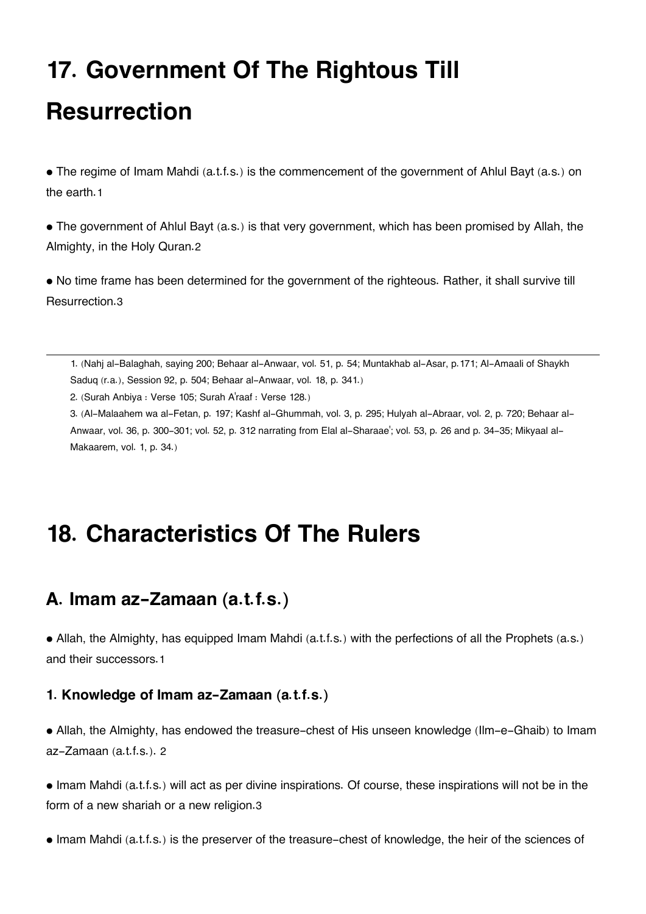# 17. Government Of The Rightous Till Resurrection

• The regime of Imam Mahdi (a.t.f.s.) is the commencement of the government of Ahlul Bayt (a.s.) on the earth.1

• The government of Ahlul Bayt (a.s.) is that very government, which has been promised by Allah, the Almighty, in the Holy Quran.2

• No time frame has been determined for the government of the righteous. Rather, it shall survive till Resurrection.3

---

1. (Nahj al-Balaghah, saying 200; Behaar al-Anwaar, vol. 51, p. 54; Muntakhab al-Asar, p.171; Al-Amaali of Shaykh Saduq (r.a.), Session 92, p. 504; Behaar al-Anwaar, vol. 18, p. 341.)
2. (Surah Anbiya : Verse 105; Surah A'raaf : Verse 128.)
3. (Al-Malaahem wa al-Fetan, p. 197; Kashf al-Ghummah, vol. 3, p. 295; Hulyah al-Abraar, vol. 2, p. 720; Behaar al-Anwaar, vol. 36, p. 300-301; vol. 52, p. 312 narrating from Elal al-Sharaae'; vol. 53, p. 26 and p. 34-35; Mikyaal al-Makaarem, vol. 1, p. 34.)

# 18. Characteristics Of The Rulers

## A. Imam az-Zamaan (a.t.f.s.)

• Allah, the Almighty, has equipped Imam Mahdi (a.t.f.s.) with the perfections of all the Prophets (a.s.) and their successors.1

### 1. Knowledge of Imam az-Zamaan (a.t.f.s.)

• Allah, the Almighty, has endowed the treasure-chest of His unseen knowledge (Ilm-e-Ghaib) to Imam az-Zamaan (a.t.f.s.). 2

• Imam Mahdi (a.t.f.s.) will act as per divine inspirations. Of course, these inspirations will not be in the form of a new shariah or a new religion.3

• Imam Mahdi (a.t.f.s.) is the preserver of the treasure-chest of knowledge, the heir of the sciences of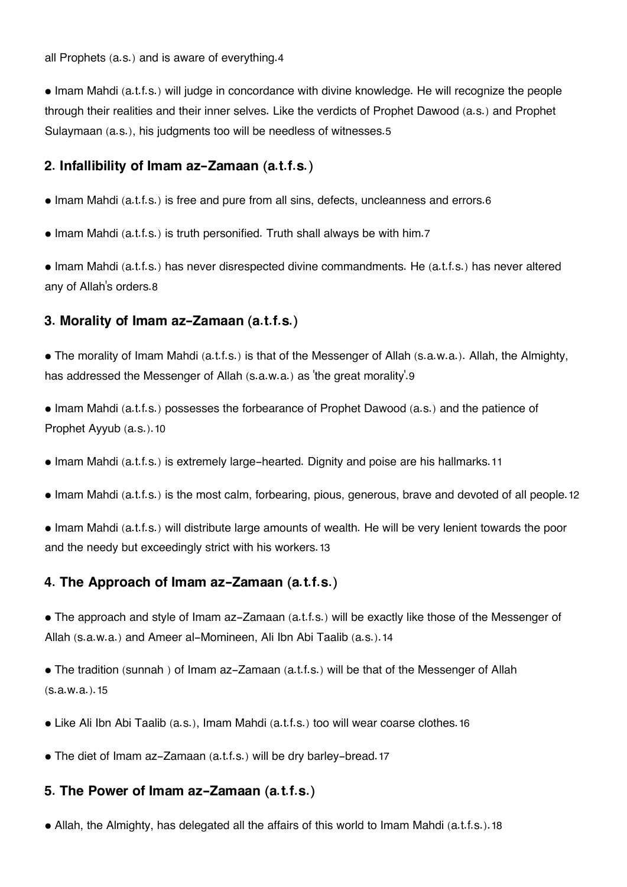all Prophets (a.s.) and is aware of everything.[4]

- Imam Mahdi (a.t.f.s.) will judge in concordance with divine knowledge. He will recognize the people through their realities and their inner selves. Like the verdicts of Prophet Dawood (a.s.) and Prophet Sulaymaan (a.s.), his judgments too will be needless of witnesses.[5]

## 2. Infallibility of Imam az-Zamaan (a.t.f.s.)

- Imam Mahdi (a.t.f.s.) is free and pure from all sins, defects, uncleanness and errors.[6]

- Imam Mahdi (a.t.f.s.) is truth personified. Truth shall always be with him.[7]

- Imam Mahdi (a.t.f.s.) has never disrespected divine commandments. He (a.t.f.s.) has never altered any of Allah's orders.[8]

## 3. Morality of Imam az-Zamaan (a.t.f.s.)

- The morality of Imam Mahdi (a.t.f.s.) is that of the Messenger of Allah (s.a.w.a.). Allah, the Almighty, has addressed the Messenger of Allah (s.a.w.a.) as 'the great morality'.[9]

- Imam Mahdi (a.t.f.s.) possesses the forbearance of Prophet Dawood (a.s.) and the patience of Prophet Ayyub (a.s.).[10]

- Imam Mahdi (a.t.f.s.) is extremely large-hearted. Dignity and poise are his hallmarks.[11]

- Imam Mahdi (a.t.f.s.) is the most calm, forbearing, pious, generous, brave and devoted of all people.[12]

- Imam Mahdi (a.t.f.s.) will distribute large amounts of wealth. He will be very lenient towards the poor and the needy but exceedingly strict with his workers.[13]

## 4. The Approach of Imam az-Zamaan (a.t.f.s.)

- The approach and style of Imam az-Zamaan (a.t.f.s.) will be exactly like those of the Messenger of Allah (s.a.w.a.) and Ameer al-Momineen, Ali Ibn Abi Taalib (a.s.).[14]

- The tradition (sunnah ) of Imam az-Zamaan (a.t.f.s.) will be that of the Messenger of Allah (s.a.w.a.).[15]

- Like Ali Ibn Abi Taalib (a.s.), Imam Mahdi (a.t.f.s.) too will wear coarse clothes.[16]

- The diet of Imam az-Zamaan (a.t.f.s.) will be dry barley-bread.[17]

## 5. The Power of Imam az-Zamaan (a.t.f.s.)

- Allah, the Almighty, has delegated all the affairs of this world to Imam Mahdi (a.t.f.s.).[18]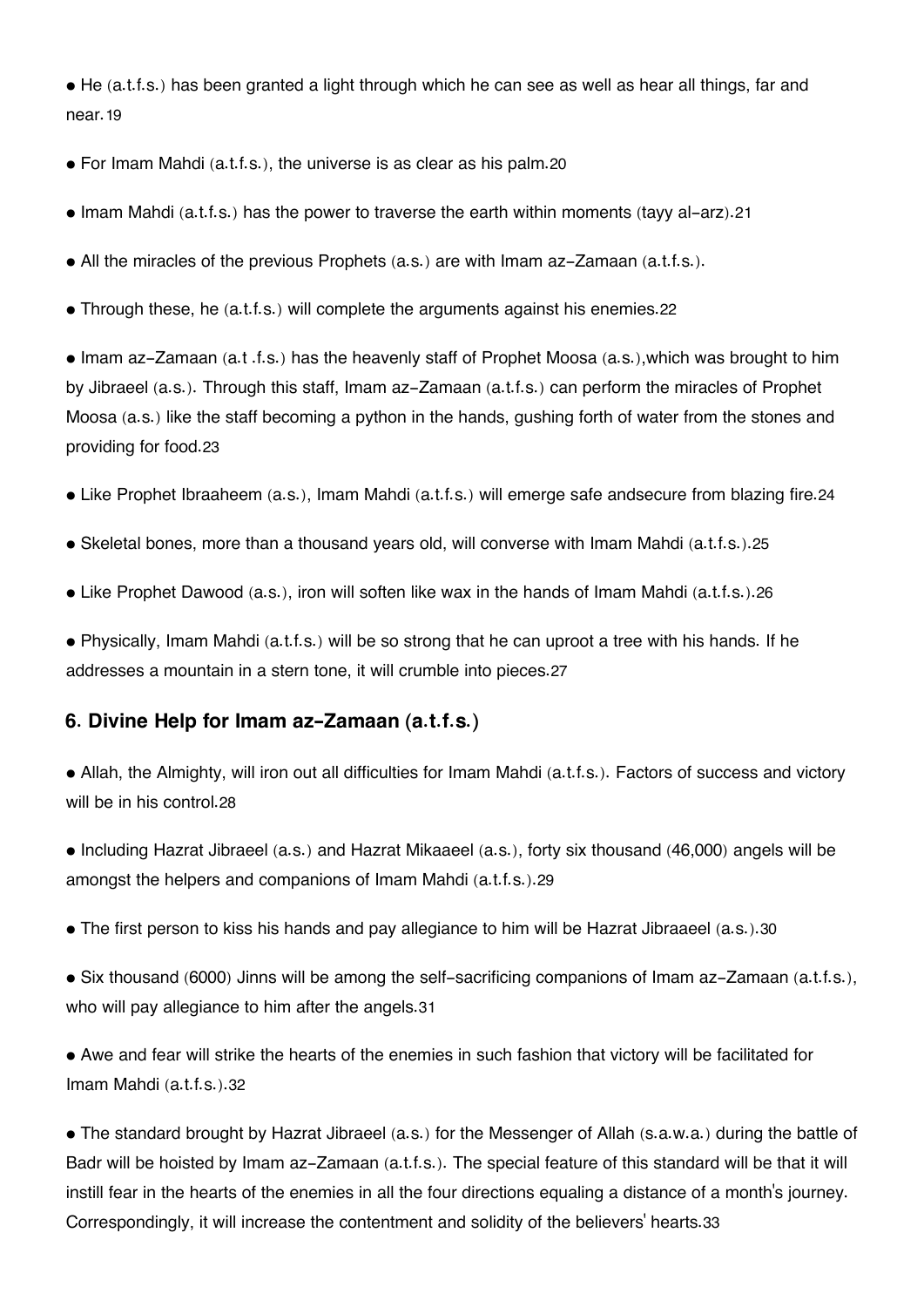- He (a.t.f.s.) has been granted a light through which he can see as well as hear all things, far and near.[19]

- For Imam Mahdi (a.t.f.s.), the universe is as clear as his palm.[20]

- Imam Mahdi (a.t.f.s.) has the power to traverse the earth within moments (tayy al-arz).[21]

- All the miracles of the previous Prophets (a.s.) are with Imam az-Zamaan (a.t.f.s.).

- Through these, he (a.t.f.s.) will complete the arguments against his enemies.[22]

- Imam az-Zamaan (a.t .f.s.) has the heavenly staff of Prophet Moosa (a.s.),which was brought to him by Jibraeel (a.s.). Through this staff, Imam az-Zamaan (a.t.f.s.) can perform the miracles of Prophet Moosa (a.s.) like the staff becoming a python in the hands, gushing forth of water from the stones and providing for food.[23]

- Like Prophet Ibraaheem (a.s.), Imam Mahdi (a.t.f.s.) will emerge safe andsecure from blazing fire.[24]

- Skeletal bones, more than a thousand years old, will converse with Imam Mahdi (a.t.f.s.).[25]

- Like Prophet Dawood (a.s.), iron will soften like wax in the hands of Imam Mahdi (a.t.f.s.).[26]

- Physically, Imam Mahdi (a.t.f.s.) will be so strong that he can uproot a tree with his hands. If he addresses a mountain in a stern tone, it will crumble into pieces.[27]

### 6. Divine Help for Imam az-Zamaan (a.t.f.s.)

- Allah, the Almighty, will iron out all difficulties for Imam Mahdi (a.t.f.s.). Factors of success and victory will be in his control.[28]

- Including Hazrat Jibraeel (a.s.) and Hazrat Mikaaeel (a.s.), forty six thousand (46,000) angels will be amongst the helpers and companions of Imam Mahdi (a.t.f.s.).[29]

- The first person to kiss his hands and pay allegiance to him will be Hazrat Jibraaeel (a.s.).[30]

- Six thousand (6000) Jinns will be among the self-sacrificing companions of Imam az-Zamaan (a.t.f.s.), who will pay allegiance to him after the angels.[31]

- Awe and fear will strike the hearts of the enemies in such fashion that victory will be facilitated for Imam Mahdi (a.t.f.s.).[32]

- The standard brought by Hazrat Jibraeel (a.s.) for the Messenger of Allah (s.a.w.a.) during the battle of Badr will be hoisted by Imam az-Zamaan (a.t.f.s.). The special feature of this standard will be that it will instill fear in the hearts of the enemies in all the four directions equaling a distance of a month's journey. Correspondingly, it will increase the contentment and solidity of the believers' hearts.[33]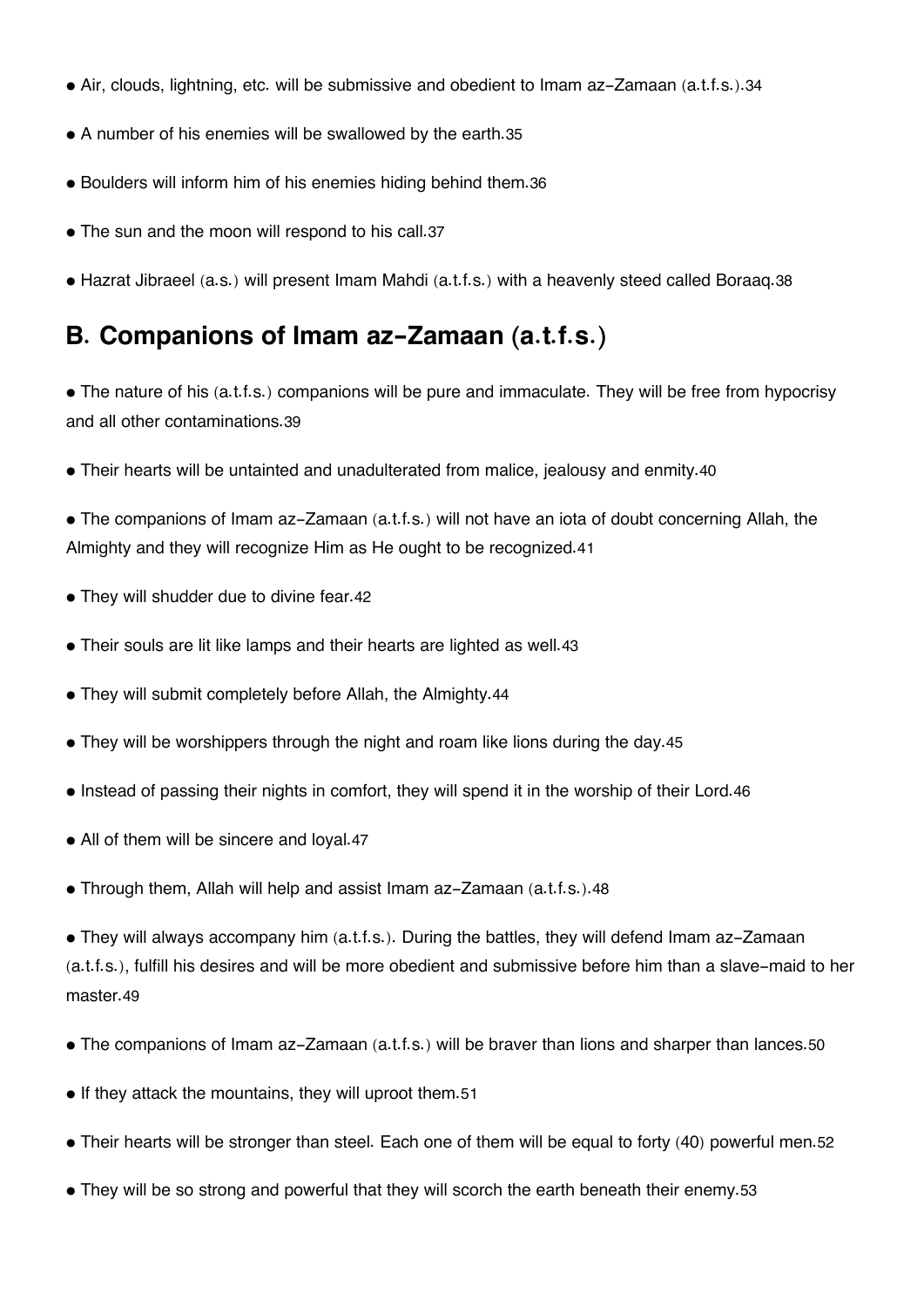- Air, clouds, lightning, etc. will be submissive and obedient to Imam az-Zamaan (a.t.f.s.).[34]

- A number of his enemies will be swallowed by the earth.[35]

- Boulders will inform him of his enemies hiding behind them.[36]

- The sun and the moon will respond to his call.[37]

- Hazrat Jibraeel (a.s.) will present Imam Mahdi (a.t.f.s.) with a heavenly steed called Boraaq.[38]

## B. Companions of Imam az-Zamaan (a.t.f.s.)

- The nature of his (a.t.f.s.) companions will be pure and immaculate. They will be free from hypocrisy and all other contaminations.[39]

- Their hearts will be untainted and unadulterated from malice, jealousy and enmity.[40]

- The companions of Imam az-Zamaan (a.t.f.s.) will not have an iota of doubt concerning Allah, the Almighty and they will recognize Him as He ought to be recognized.[41]

- They will shudder due to divine fear.[42]

- Their souls are lit like lamps and their hearts are lighted as well.[43]

- They will submit completely before Allah, the Almighty.[44]

- They will be worshippers through the night and roam like lions during the day.[45]

- Instead of passing their nights in comfort, they will spend it in the worship of their Lord.[46]

- All of them will be sincere and loyal.[47]

- Through them, Allah will help and assist Imam az-Zamaan (a.t.f.s.).[48]

- They will always accompany him (a.t.f.s.). During the battles, they will defend Imam az-Zamaan (a.t.f.s.), fulfill his desires and will be more obedient and submissive before him than a slave-maid to her master.[49]

- The companions of Imam az-Zamaan (a.t.f.s.) will be braver than lions and sharper than lances.[50]

- If they attack the mountains, they will uproot them.[51]

- Their hearts will be stronger than steel. Each one of them will be equal to forty (40) powerful men.[52]

- They will be so strong and powerful that they will scorch the earth beneath their enemy.[53]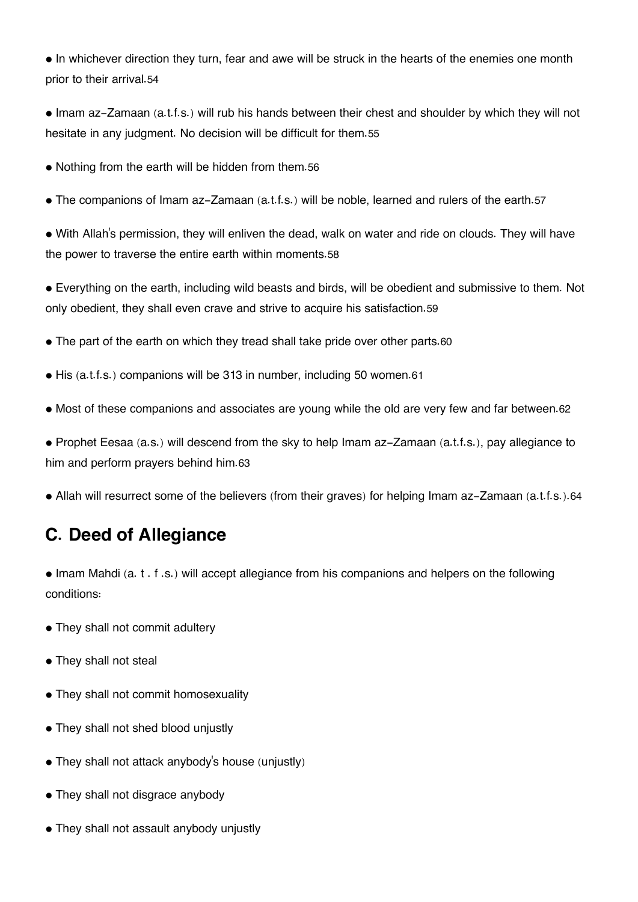- In whichever direction they turn, fear and awe will be struck in the hearts of the enemies one month prior to their arrival.[54]

- Imam az-Zamaan (a.t.f.s.) will rub his hands between their chest and shoulder by which they will not hesitate in any judgment. No decision will be difficult for them.[55]

- Nothing from the earth will be hidden from them.[56]

- The companions of Imam az-Zamaan (a.t.f.s.) will be noble, learned and rulers of the earth.[57]

- With Allah's permission, they will enliven the dead, walk on water and ride on clouds. They will have the power to traverse the entire earth within moments.[58]

- Everything on the earth, including wild beasts and birds, will be obedient and submissive to them. Not only obedient, they shall even crave and strive to acquire his satisfaction.[59]

- The part of the earth on which they tread shall take pride over other parts.[60]

- His (a.t.f.s.) companions will be 313 in number, including 50 women.[61]

- Most of these companions and associates are young while the old are very few and far between.[62]

- Prophet Eesaa (a.s.) will descend from the sky to help Imam az-Zamaan (a.t.f.s.), pay allegiance to him and perform prayers behind him.[63]

- Allah will resurrect some of the believers (from their graves) for helping Imam az-Zamaan (a.t.f.s.).[64]

## C. Deed of Allegiance

- Imam Mahdi (a. t . f .s.) will accept allegiance from his companions and helpers on the following conditions:

- They shall not commit adultery

- They shall not steal

- They shall not commit homosexuality

- They shall not shed blood unjustly

- They shall not attack anybody's house (unjustly)

- They shall not disgrace anybody

- They shall not assault anybody unjustly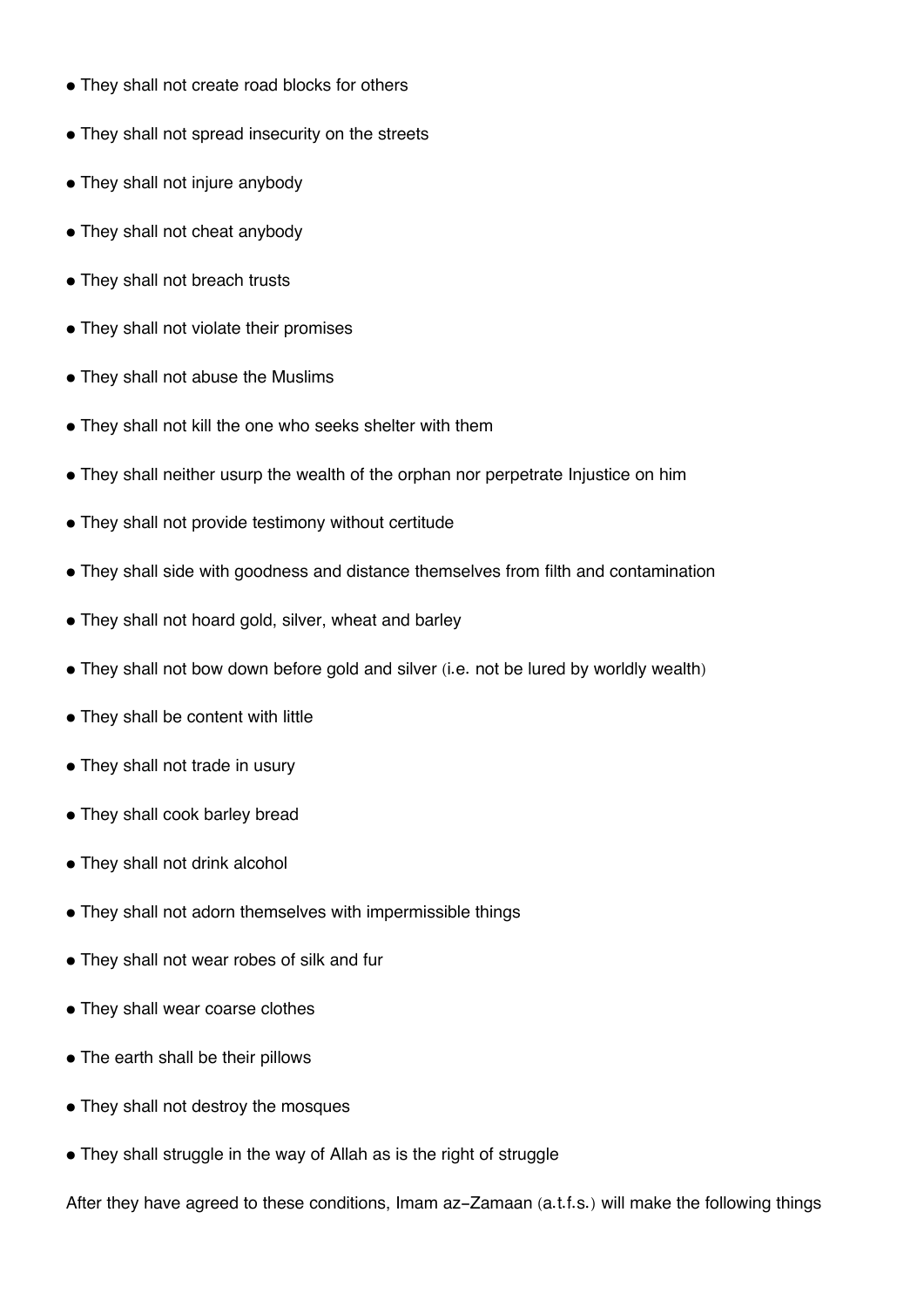- They shall not create road blocks for others
- They shall not spread insecurity on the streets
- They shall not injure anybody
- They shall not cheat anybody
- They shall not breach trusts
- They shall not violate their promises
- They shall not abuse the Muslims
- They shall not kill the one who seeks shelter with them
- They shall neither usurp the wealth of the orphan nor perpetrate Injustice on him
- They shall not provide testimony without certitude
- They shall side with goodness and distance themselves from filth and contamination
- They shall not hoard gold, silver, wheat and barley
- They shall not bow down before gold and silver (i.e. not be lured by worldly wealth)
- They shall be content with little
- They shall not trade in usury
- They shall cook barley bread
- They shall not drink alcohol
- They shall not adorn themselves with impermissible things
- They shall not wear robes of silk and fur
- They shall wear coarse clothes
- The earth shall be their pillows
- They shall not destroy the mosques
- They shall struggle in the way of Allah as is the right of struggle

After they have agreed to these conditions, Imam az-Zamaan (a.t.f.s.) will make the following things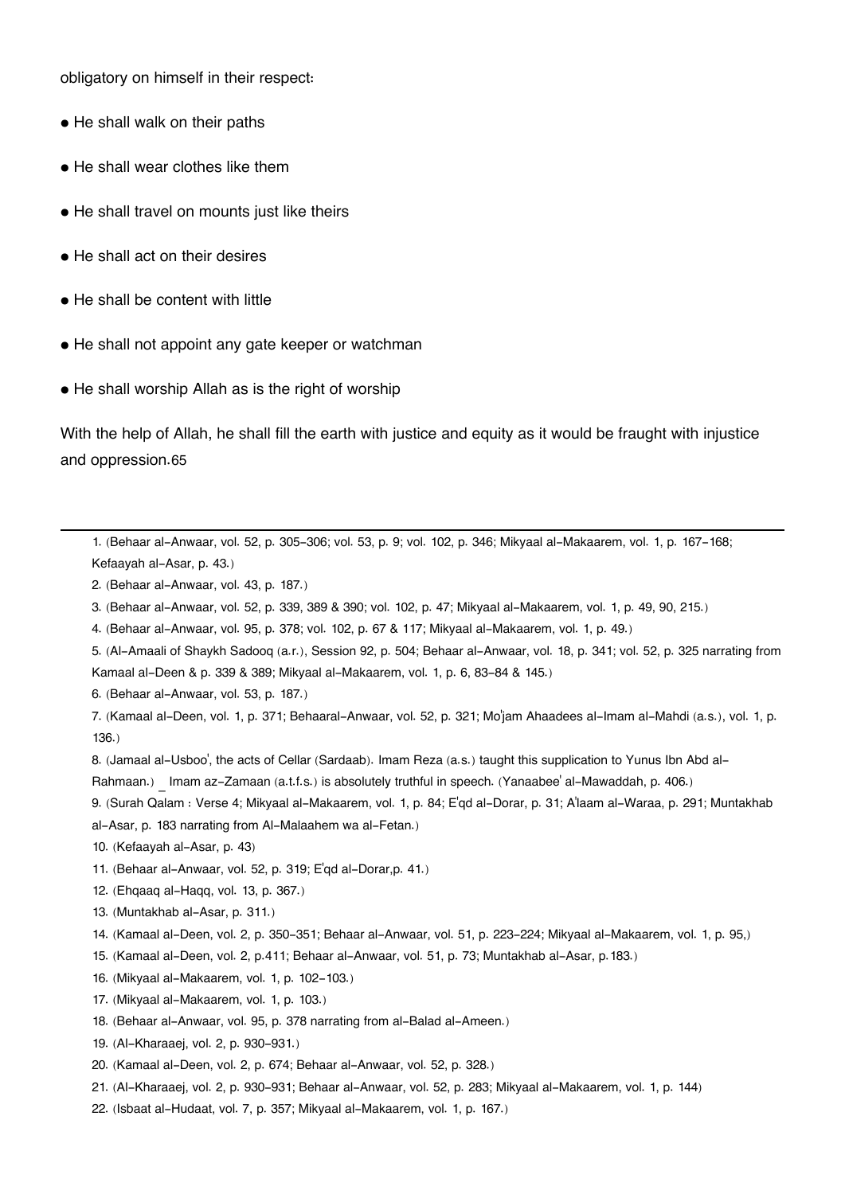obligatory on himself in their respect:

- He shall walk on their paths
- He shall wear clothes like them
- He shall travel on mounts just like theirs
- He shall act on their desires
- He shall be content with little
- He shall not appoint any gate keeper or watchman
- He shall worship Allah as is the right of worship

With the help of Allah, he shall fill the earth with justice and equity as it would be fraught with injustice and oppression.65

---

1. (Behaar al-Anwaar, vol. 52, p. 305-306; vol. 53, p. 9; vol. 102, p. 346; Mikyaal al-Makaarem, vol. 1, p. 167-168; Kefaayah al-Asar, p. 43.)
2. (Behaar al-Anwaar, vol. 43, p. 187.)
3. (Behaar al-Anwaar, vol. 52, p. 339, 389 & 390; vol. 102, p. 47; Mikyaal al-Makaarem, vol. 1, p. 49, 90, 215.)
4. (Behaar al-Anwaar, vol. 95, p. 378; vol. 102, p. 67 & 117; Mikyaal al-Makaarem, vol. 1, p. 49.)
5. (Al-Amaali of Shaykh Sadooq (a.r.), Session 92, p. 504; Behaar al-Anwaar, vol. 18, p. 341; vol. 52, p. 325 narrating from Kamaal al-Deen & p. 339 & 389; Mikyaal al-Makaarem, vol. 1, p. 6, 83-84 & 145.)
6. (Behaar al-Anwaar, vol. 53, p. 187.)
7. (Kamaal al-Deen, vol. 1, p. 371; Behaaral-Anwaar, vol. 52, p. 321; Mo'jam Ahaadees al-Imam al-Mahdi (a.s.), vol. 1, p. 136.)
8. (Jamaal al-Usboo', the acts of Cellar (Sardaab). Imam Reza (a.s.) taught this supplication to Yunus Ibn Abd al-Rahmaan.) _ Imam az-Zamaan (a.t.f.s.) is absolutely truthful in speech. (Yanaabee' al-Mawaddah, p. 406.)
9. (Surah Qalam : Verse 4; Mikyaal al-Makaarem, vol. 1, p. 84; E'qd al-Dorar, p. 31; A'laam al-Waraa, p. 291; Muntakhab al-Asar, p. 183 narrating from Al-Malaahem wa al-Fetan.)
10. (Kefaayah al-Asar, p. 43)
11. (Behaar al-Anwaar, vol. 52, p. 319; E'qd al-Dorar,p. 41.)
12. (Ehqaaq al-Haqq, vol. 13, p. 367.)
13. (Muntakhab al-Asar, p. 311.)
14. (Kamaal al-Deen, vol. 2, p. 350-351; Behaar al-Anwaar, vol. 51, p. 223-224; Mikyaal al-Makaarem, vol. 1, p. 95,)
15. (Kamaal al-Deen, vol. 2, p.411; Behaar al-Anwaar, vol. 51, p. 73; Muntakhab al-Asar, p.183.)
16. (Mikyaal al-Makaarem, vol. 1, p. 102-103.)
17. (Mikyaal al-Makaarem, vol. 1, p. 103.)
18. (Behaar al-Anwaar, vol. 95, p. 378 narrating from al-Balad al-Ameen.)
19. (Al-Kharaaej, vol. 2, p. 930-931.)
20. (Kamaal al-Deen, vol. 2, p. 674; Behaar al-Anwaar, vol. 52, p. 328.)
21. (Al-Kharaaej, vol. 2, p. 930-931; Behaar al-Anwaar, vol. 52, p. 283; Mikyaal al-Makaarem, vol. 1, p. 144)
22. (Isbaat al-Hudaat, vol. 7, p. 357; Mikyaal al-Makaarem, vol. 1, p. 167.)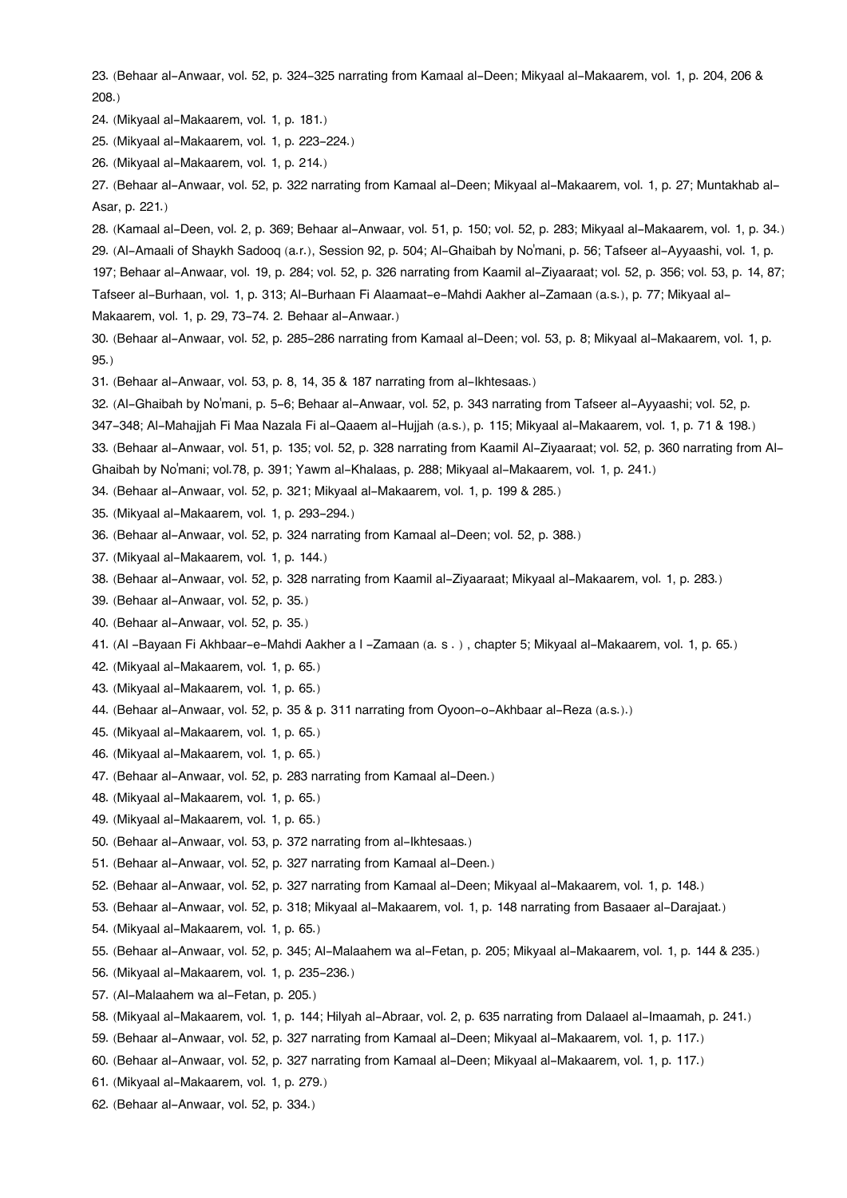23. (Behaar al-Anwaar, vol. 52, p. 324-325 narrating from Kamaal al-Deen; Mikyaal al-Makaarem, vol. 1, p. 204, 206 & 208.)

24. (Mikyaal al-Makaarem, vol. 1, p. 181.)

25. (Mikyaal al-Makaarem, vol. 1, p. 223-224.)

26. (Mikyaal al-Makaarem, vol. 1, p. 214.)

27. (Behaar al-Anwaar, vol. 52, p. 322 narrating from Kamaal al-Deen; Mikyaal al-Makaarem, vol. 1, p. 27; Muntakhab al-Asar, p. 221.)

28. (Kamaal al-Deen, vol. 2, p. 369; Behaar al-Anwaar, vol. 51, p. 150; vol. 52, p. 283; Mikyaal al-Makaarem, vol. 1, p. 34.)

29. (Al-Amaali of Shaykh Sadooq (a.r.), Session 92, p. 504; Al-Ghaibah by No'mani, p. 56; Tafseer al-Ayyaashi, vol. 1, p. 197; Behaar al-Anwaar, vol. 19, p. 284; vol. 52, p. 326 narrating from Kaamil al-Ziyaaraat; vol. 52, p. 356; vol. 53, p. 14, 87; Tafseer al-Burhaan, vol. 1, p. 313; Al-Burhaan Fi Alaamaat-e-Mahdi Aakher al-Zamaan (a.s.), p. 77; Mikyaal al-Makaarem, vol. 1, p. 29, 73-74. 2. Behaar al-Anwaar.)

30. (Behaar al-Anwaar, vol. 52, p. 285-286 narrating from Kamaal al-Deen; vol. 53, p. 8; Mikyaal al-Makaarem, vol. 1, p. 95.)

31. (Behaar al-Anwaar, vol. 53, p. 8, 14, 35 & 187 narrating from al-Ikhtesaas.)

32. (Al-Ghaibah by No'mani, p. 5-6; Behaar al-Anwaar, vol. 52, p. 343 narrating from Tafseer al-Ayyaashi; vol. 52, p. 347-348; Al-Mahajjah Fi Maa Nazala Fi al-Qaaem al-Hujjah (a.s.), p. 115; Mikyaal al-Makaarem, vol. 1, p. 71 & 198.)

33. (Behaar al-Anwaar, vol. 51, p. 135; vol. 52, p. 328 narrating from Kaamil Al-Ziyaaraat; vol. 52, p. 360 narrating from Al-Ghaibah by No'mani; vol.78, p. 391; Yawm al-Khalaas, p. 288; Mikyaal al-Makaarem, vol. 1, p. 241.)

34. (Behaar al-Anwaar, vol. 52, p. 321; Mikyaal al-Makaarem, vol. 1, p. 199 & 285.)

35. (Mikyaal al-Makaarem, vol. 1, p. 293-294.)

36. (Behaar al-Anwaar, vol. 52, p. 324 narrating from Kamaal al-Deen; vol. 52, p. 388.)

37. (Mikyaal al-Makaarem, vol. 1, p. 144.)

38. (Behaar al-Anwaar, vol. 52, p. 328 narrating from Kaamil al-Ziyaaraat; Mikyaal al-Makaarem, vol. 1, p. 283.)

39. (Behaar al-Anwaar, vol. 52, p. 35.)

40. (Behaar al-Anwaar, vol. 52, p. 35.)

41. (Al -Bayaan Fi Akhbaar-e-Mahdi Aakher a l -Zamaan (a. s . ) , chapter 5; Mikyaal al-Makaarem, vol. 1, p. 65.)

42. (Mikyaal al-Makaarem, vol. 1, p. 65.)

43. (Mikyaal al-Makaarem, vol. 1, p. 65.)

44. (Behaar al-Anwaar, vol. 52, p. 35 & p. 311 narrating from Oyoon-o-Akhbaar al-Reza (a.s.).)

45. (Mikyaal al-Makaarem, vol. 1, p. 65.)

46. (Mikyaal al-Makaarem, vol. 1, p. 65.)

47. (Behaar al-Anwaar, vol. 52, p. 283 narrating from Kamaal al-Deen.)

48. (Mikyaal al-Makaarem, vol. 1, p. 65.)

49. (Mikyaal al-Makaarem, vol. 1, p. 65.)

50. (Behaar al-Anwaar, vol. 53, p. 372 narrating from al-Ikhtesaas.)

51. (Behaar al-Anwaar, vol. 52, p. 327 narrating from Kamaal al-Deen.)

52. (Behaar al-Anwaar, vol. 52, p. 327 narrating from Kamaal al-Deen; Mikyaal al-Makaarem, vol. 1, p. 148.)

53. (Behaar al-Anwaar, vol. 52, p. 318; Mikyaal al-Makaarem, vol. 1, p. 148 narrating from Basaaer al-Darajaat.)

54. (Mikyaal al-Makaarem, vol. 1, p. 65.)

55. (Behaar al-Anwaar, vol. 52, p. 345; Al-Malaahem wa al-Fetan, p. 205; Mikyaal al-Makaarem, vol. 1, p. 144 & 235.)

56. (Mikyaal al-Makaarem, vol. 1, p. 235-236.)

57. (Al-Malaahem wa al-Fetan, p. 205.)

58. (Mikyaal al-Makaarem, vol. 1, p. 144; Hilyah al-Abraar, vol. 2, p. 635 narrating from Dalaael al-Imaamah, p. 241.)

59. (Behaar al-Anwaar, vol. 52, p. 327 narrating from Kamaal al-Deen; Mikyaal al-Makaarem, vol. 1, p. 117.)

60. (Behaar al-Anwaar, vol. 52, p. 327 narrating from Kamaal al-Deen; Mikyaal al-Makaarem, vol. 1, p. 117.)

61. (Mikyaal al-Makaarem, vol. 1, p. 279.)

62. (Behaar al-Anwaar, vol. 52, p. 334.)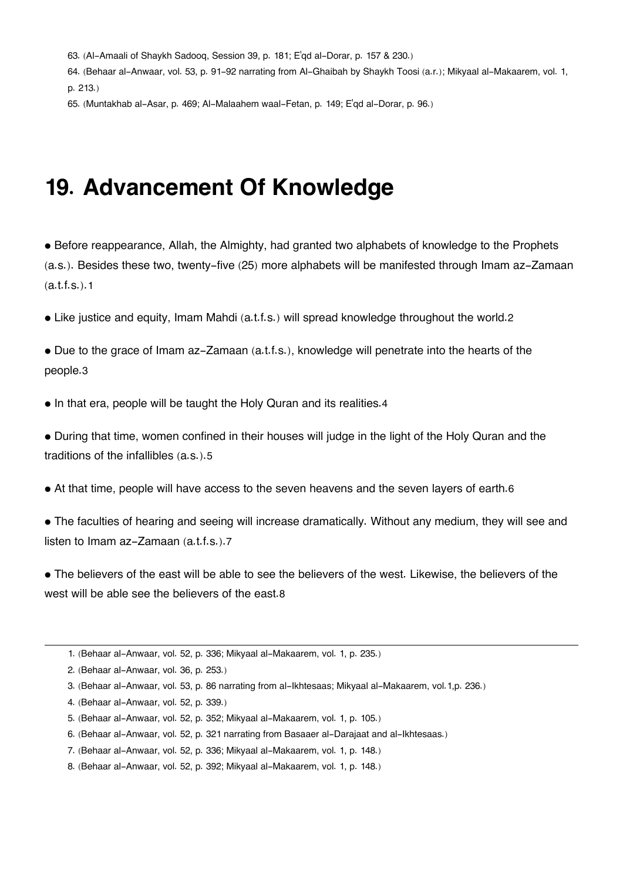63. (Al-Amaali of Shaykh Sadooq, Session 39, p. 181; E'qd al-Dorar, p. 157 & 230.)

64. (Behaar al-Anwaar, vol. 53, p. 91-92 narrating from Al-Ghaibah by Shaykh Toosi (a.r.); Mikyaal al-Makaarem, vol. 1, p. 213.)

65. (Muntakhab al-Asar, p. 469; Al-Malaahem waal-Fetan, p. 149; E'qd al-Dorar, p. 96.)

# 19. Advancement Of Knowledge

- Before reappearance, Allah, the Almighty, had granted two alphabets of knowledge to the Prophets (a.s.). Besides these two, twenty-five (25) more alphabets will be manifested through Imam az-Zamaan (a.t.f.s.).1
- Like justice and equity, Imam Mahdi (a.t.f.s.) will spread knowledge throughout the world.2
- Due to the grace of Imam az-Zamaan (a.t.f.s.), knowledge will penetrate into the hearts of the people.3
- In that era, people will be taught the Holy Quran and its realities.4
- During that time, women confined in their houses will judge in the light of the Holy Quran and the traditions of the infallibles (a.s.).5
- At that time, people will have access to the seven heavens and the seven layers of earth.6
- The faculties of hearing and seeing will increase dramatically. Without any medium, they will see and listen to Imam az-Zamaan (a.t.f.s.).7
- The believers of the east will be able to see the believers of the west. Likewise, the believers of the west will be able see the believers of the east.8

---

1. (Behaar al-Anwaar, vol. 52, p. 336; Mikyaal al-Makaarem, vol. 1, p. 235.)
2. (Behaar al-Anwaar, vol. 36, p. 253.)
3. (Behaar al-Anwaar, vol. 53, p. 86 narrating from al-Ikhtesaas; Mikyaal al-Makaarem, vol.1,p. 236.)
4. (Behaar al-Anwaar, vol. 52, p. 339.)
5. (Behaar al-Anwaar, vol. 52, p. 352; Mikyaal al-Makaarem, vol. 1, p. 105.)
6. (Behaar al-Anwaar, vol. 52, p. 321 narrating from Basaaer al-Darajaat and al-Ikhtesaas.)
7. (Behaar al-Anwaar, vol. 52, p. 336; Mikyaal al-Makaarem, vol. 1, p. 148.)
8. (Behaar al-Anwaar, vol. 52, p. 392; Mikyaal al-Makaarem, vol. 1, p. 148.)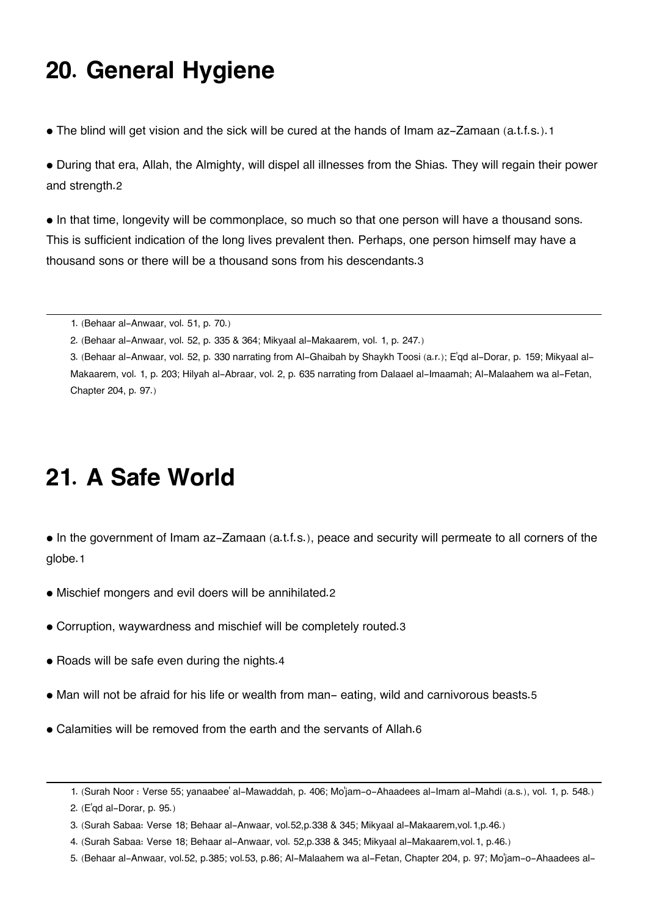# 20. General Hygiene

- The blind will get vision and the sick will be cured at the hands of Imam az-Zamaan (a.t.f.s.).[1]

- During that era, Allah, the Almighty, will dispel all illnesses from the Shias. They will regain their power and strength.[2]

- In that time, longevity will be commonplace, so much so that one person will have a thousand sons. This is sufficient indication of the long lives prevalent then. Perhaps, one person himself may have a thousand sons or there will be a thousand sons from his descendants.[3]

---

1. (Behaar al-Anwaar, vol. 51, p. 70.)
2. (Behaar al-Anwaar, vol. 52, p. 335 & 364; Mikyaal al-Makaarem, vol. 1, p. 247.)
3. (Behaar al-Anwaar, vol. 52, p. 330 narrating from Al-Ghaibah by Shaykh Toosi (a.r.); E'qd al-Dorar, p. 159; Mikyaal al-Makaarem, vol. 1, p. 203; Hilyah al-Abraar, vol. 2, p. 635 narrating from Dalaael al-Imaamah; Al-Malaahem wa al-Fetan, Chapter 204, p. 97.)

# 21. A Safe World

- In the government of Imam az-Zamaan (a.t.f.s.), peace and security will permeate to all corners of the globe.[1]

- Mischief mongers and evil doers will be annihilated.[2]

- Corruption, waywardness and mischief will be completely routed.[3]

- Roads will be safe even during the nights.[4]

- Man will not be afraid for his life or wealth from man- eating, wild and carnivorous beasts.[5]

- Calamities will be removed from the earth and the servants of Allah.[6]

---

1. (Surah Noor : Verse 55; yanaabee' al-Mawaddah, p. 406; Mo'jam-o-Ahaadees al-Imam al-Mahdi (a.s.), vol. 1, p. 548.)
2. (E'qd al-Dorar, p. 95.)
3. (Surah Sabaa: Verse 18; Behaar al-Anwaar, vol.52,p.338 & 345; Mikyaal al-Makaarem,vol.1,p.46.)
4. (Surah Sabaa: Verse 18; Behaar al-Anwaar, vol. 52,p.338 & 345; Mikyaal al-Makaarem,vol.1, p.46.)
5. (Behaar al-Anwaar, vol.52, p.385; vol.53, p.86; Al-Malaahem wa al-Fetan, Chapter 204, p. 97; Mo'jam-o-Ahaadees al-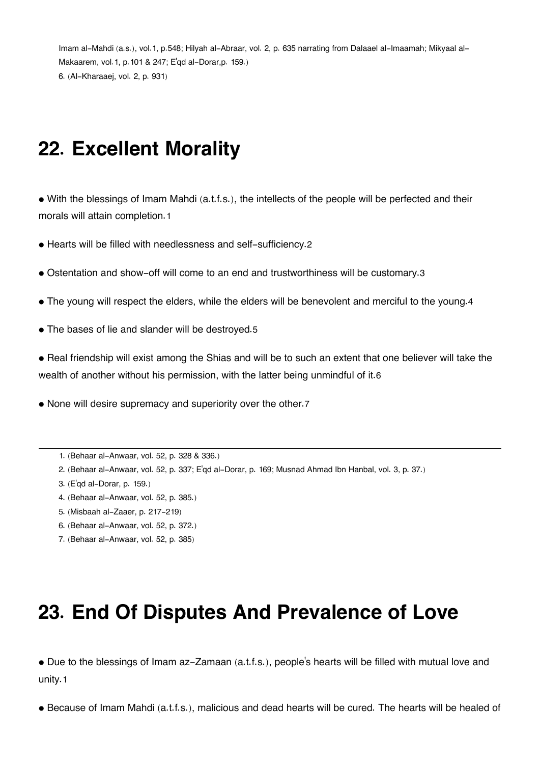Imam al-Mahdi (a.s.), vol.1, p.548; Hilyah al-Abraar, vol. 2, p. 635 narrating from Dalaael al-Imaamah; Mikyaal al-Makaarem, vol.1, p.101 & 247; E'qd al-Dorar,p. 159.)

6. (Al-Kharaaej, vol. 2, p. 931)

## 22. Excellent Morality

- With the blessings of Imam Mahdi (a.t.f.s.), the intellects of the people will be perfected and their morals will attain completion.1
- Hearts will be filled with needlessness and self-sufficiency.2
- Ostentation and show-off will come to an end and trustworthiness will be customary.3
- The young will respect the elders, while the elders will be benevolent and merciful to the young.4
- The bases of lie and slander will be destroyed.5
- Real friendship will exist among the Shias and will be to such an extent that one believer will take the wealth of another without his permission, with the latter being unmindful of it.6
- None will desire supremacy and superiority over the other.7

---

1. (Behaar al-Anwaar, vol. 52, p. 328 & 336.)
2. (Behaar al-Anwaar, vol. 52, p. 337; E'qd al-Dorar, p. 169; Musnad Ahmad Ibn Hanbal, vol. 3, p. 37.)
3. (E'qd al-Dorar, p. 159.)
4. (Behaar al-Anwaar, vol. 52, p. 385.)
5. (Misbaah al-Zaaer, p. 217-219)
6. (Behaar al-Anwaar, vol. 52, p. 372.)
7. (Behaar al-Anwaar, vol. 52, p. 385)

## 23. End Of Disputes And Prevalence of Love

- Due to the blessings of Imam az-Zamaan (a.t.f.s.), people's hearts will be filled with mutual love and unity.1
- Because of Imam Mahdi (a.t.f.s.), malicious and dead hearts will be cured. The hearts will be healed of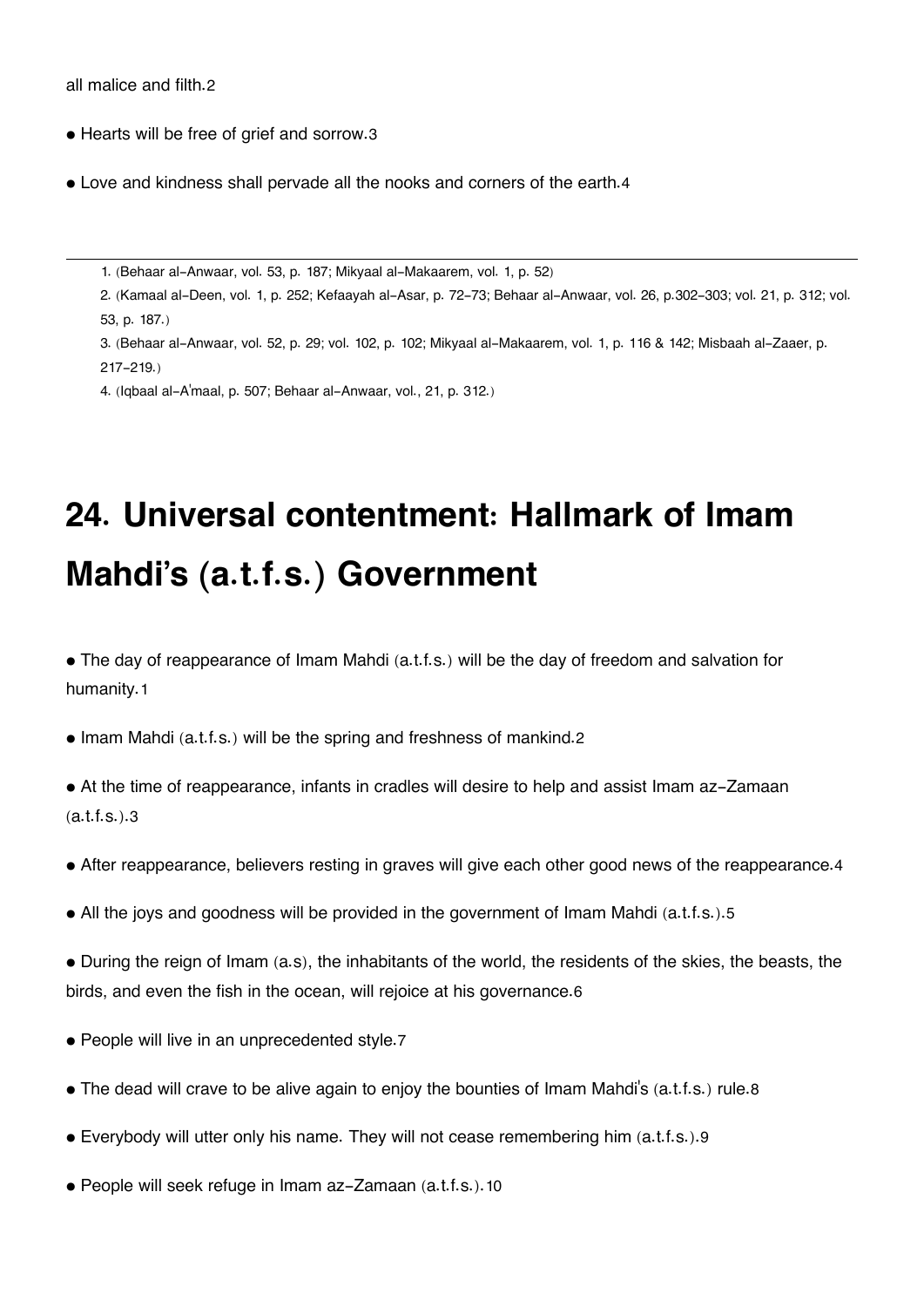all malice and filth.[2]

- Hearts will be free of grief and sorrow.[3]

- Love and kindness shall pervade all the nooks and corners of the earth.[4]

---

1. (Behaar al-Anwaar, vol. 53, p. 187; Mikyaal al-Makaarem, vol. 1, p. 52)
2. (Kamaal al-Deen, vol. 1, p. 252; Kefaayah al-Asar, p. 72-73; Behaar al-Anwaar, vol. 26, p.302-303; vol. 21, p. 312; vol. 53, p. 187.)
3. (Behaar al-Anwaar, vol. 52, p. 29; vol. 102, p. 102; Mikyaal al-Makaarem, vol. 1, p. 116 & 142; Misbaah al-Zaaer, p. 217-219.)
4. (Iqbaal al-A'maal, p. 507; Behaar al-Anwaar, vol., 21, p. 312.)

# 24. Universal contentment: Hallmark of Imam Mahdi's (a.t.f.s.) Government

- The day of reappearance of Imam Mahdi (a.t.f.s.) will be the day of freedom and salvation for humanity.[1]

- Imam Mahdi (a.t.f.s.) will be the spring and freshness of mankind.[2]

- At the time of reappearance, infants in cradles will desire to help and assist Imam az-Zamaan (a.t.f.s.).[3]

- After reappearance, believers resting in graves will give each other good news of the reappearance.[4]

- All the joys and goodness will be provided in the government of Imam Mahdi (a.t.f.s.).[5]

- During the reign of Imam (a.s), the inhabitants of the world, the residents of the skies, the beasts, the birds, and even the fish in the ocean, will rejoice at his governance.[6]

- People will live in an unprecedented style.[7]

- The dead will crave to be alive again to enjoy the bounties of Imam Mahdi's (a.t.f.s.) rule.[8]

- Everybody will utter only his name. They will not cease remembering him (a.t.f.s.).[9]

- People will seek refuge in Imam az-Zamaan (a.t.f.s.).[10]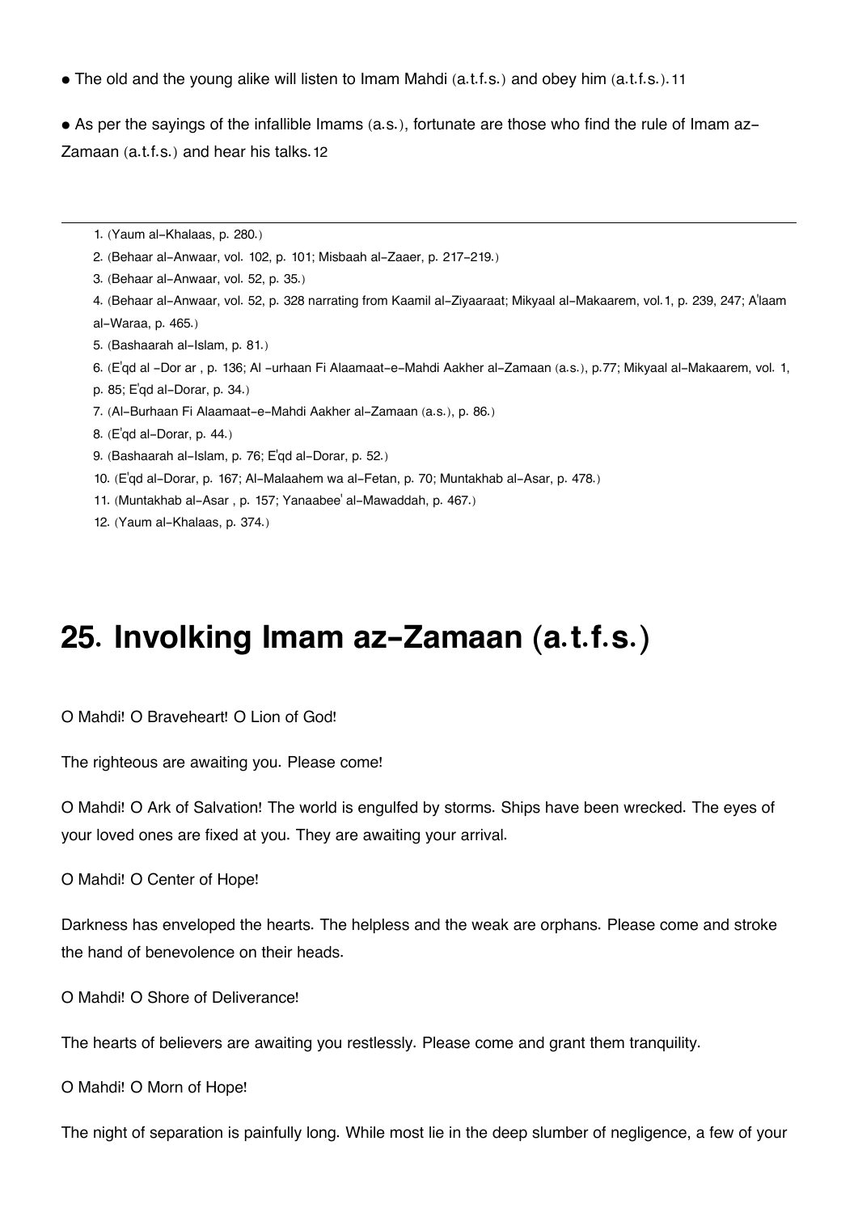- The old and the young alike will listen to Imam Mahdi (a.t.f.s.) and obey him (a.t.f.s.).[11]

- As per the sayings of the infallible Imams (a.s.), fortunate are those who find the rule of Imam az-Zamaan (a.t.f.s.) and hear his talks.[12]

---

1. (Yaum al-Khalaas, p. 280.)
2. (Behaar al-Anwaar, vol. 102, p. 101; Misbaah al-Zaaer, p. 217-219.)
3. (Behaar al-Anwaar, vol. 52, p. 35.)
4. (Behaar al-Anwaar, vol. 52, p. 328 narrating from Kaamil al-Ziyaaraat; Mikyaal al-Makaarem, vol.1, p. 239, 247; A'laam al-Waraa, p. 465.)
5. (Bashaarah al-Islam, p. 81.)
6. (E'qd al -Dor ar , p. 136; Al -urhaan Fi Alaamaat-e-Mahdi Aakher al-Zamaan (a.s.), p.77; Mikyaal al-Makaarem, vol. 1, p. 85; E'qd al-Dorar, p. 34.)
7. (Al-Burhaan Fi Alaamaat-e-Mahdi Aakher al-Zamaan (a.s.), p. 86.)
8. (E'qd al-Dorar, p. 44.)
9. (Bashaarah al-Islam, p. 76; E'qd al-Dorar, p. 52.)
10. (E'qd al-Dorar, p. 167; Al-Malaahem wa al-Fetan, p. 70; Muntakhab al-Asar, p. 478.)
11. (Muntakhab al-Asar , p. 157; Yanaabee' al-Mawaddah, p. 467.)
12. (Yaum al-Khalaas, p. 374.)

# 25. Involking Imam az-Zamaan (a.t.f.s.)

O Mahdi! O Braveheart! O Lion of God!

The righteous are awaiting you. Please come!

O Mahdi! O Ark of Salvation! The world is engulfed by storms. Ships have been wrecked. The eyes of your loved ones are fixed at you. They are awaiting your arrival.

O Mahdi! O Center of Hope!

Darkness has enveloped the hearts. The helpless and the weak are orphans. Please come and stroke the hand of benevolence on their heads.

O Mahdi! O Shore of Deliverance!

The hearts of believers are awaiting you restlessly. Please come and grant them tranquility.

O Mahdi! O Morn of Hope!

The night of separation is painfully long. While most lie in the deep slumber of negligence, a few of your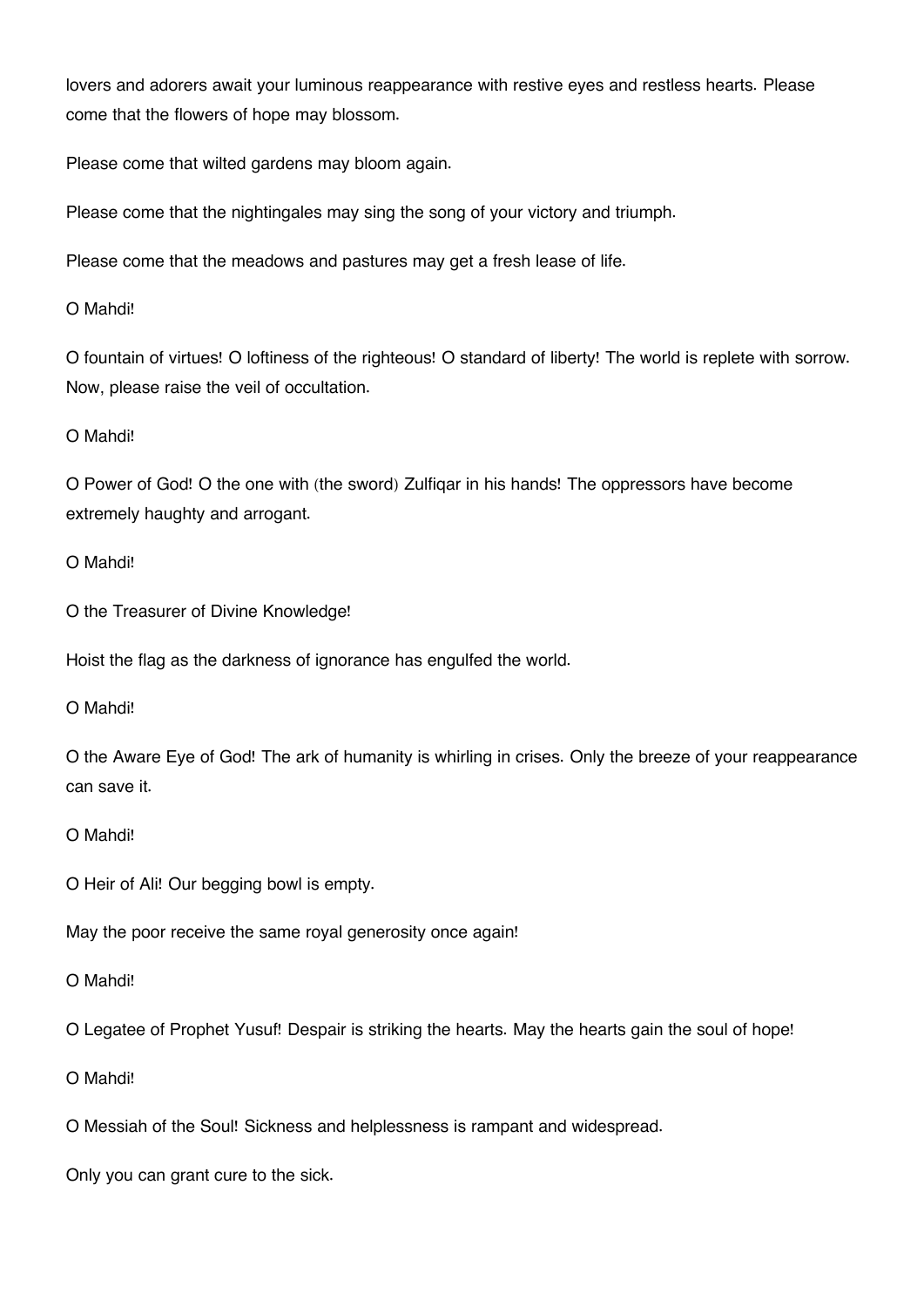lovers and adorers await your luminous reappearance with restive eyes and restless hearts. Please come that the flowers of hope may blossom.

Please come that wilted gardens may bloom again.

Please come that the nightingales may sing the song of your victory and triumph.

Please come that the meadows and pastures may get a fresh lease of life.

O Mahdi!

O fountain of virtues! O loftiness of the righteous! O standard of liberty! The world is replete with sorrow. Now, please raise the veil of occultation.

O Mahdi!

O Power of God! O the one with (the sword) Zulfiqar in his hands! The oppressors have become extremely haughty and arrogant.

O Mahdi!

O the Treasurer of Divine Knowledge!

Hoist the flag as the darkness of ignorance has engulfed the world.

O Mahdi!

O the Aware Eye of God! The ark of humanity is whirling in crises. Only the breeze of your reappearance can save it.

O Mahdi!

O Heir of Ali! Our begging bowl is empty.

May the poor receive the same royal generosity once again!

O Mahdi!

O Legatee of Prophet Yusuf! Despair is striking the hearts. May the hearts gain the soul of hope!

O Mahdi!

O Messiah of the Soul! Sickness and helplessness is rampant and widespread.

Only you can grant cure to the sick.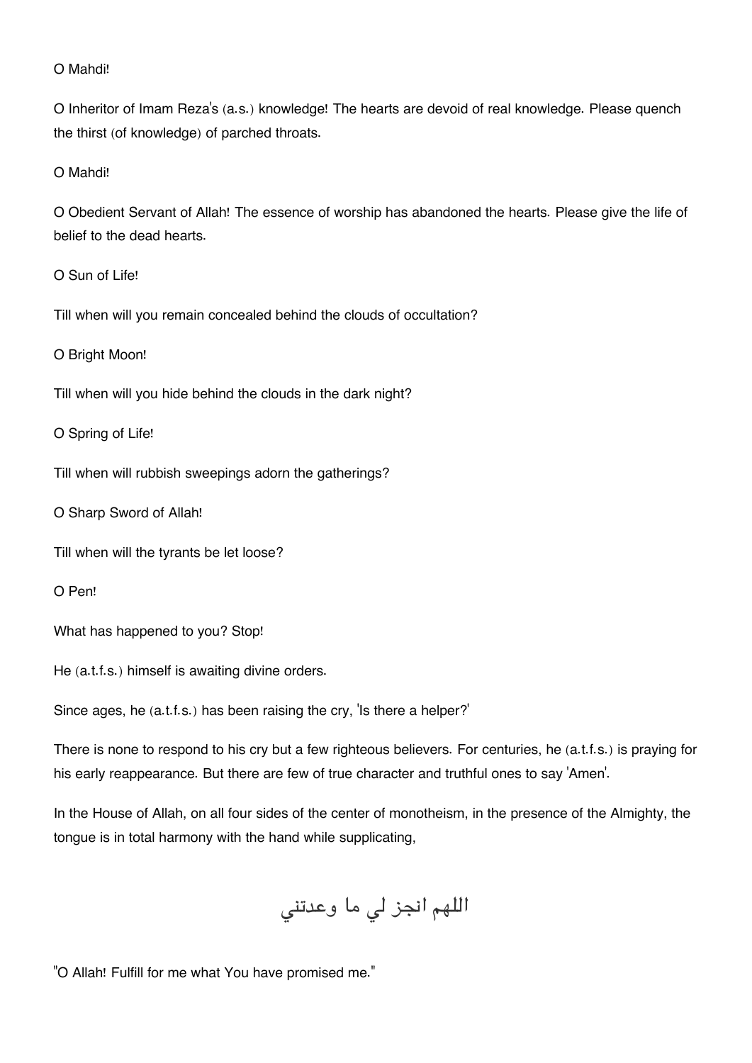O Mahdi!

O Inheritor of Imam Reza's (a.s.) knowledge! The hearts are devoid of real knowledge. Please quench the thirst (of knowledge) of parched throats.

O Mahdi!

O Obedient Servant of Allah! The essence of worship has abandoned the hearts. Please give the life of belief to the dead hearts.

O Sun of Life!

Till when will you remain concealed behind the clouds of occultation?

O Bright Moon!

Till when will you hide behind the clouds in the dark night?

O Spring of Life!

Till when will rubbish sweepings adorn the gatherings?

O Sharp Sword of Allah!

Till when will the tyrants be let loose?

O Pen!

What has happened to you? Stop!

He (a.t.f.s.) himself is awaiting divine orders.

Since ages, he (a.t.f.s.) has been raising the cry, 'Is there a helper?'

There is none to respond to his cry but a few righteous believers. For centuries, he (a.t.f.s.) is praying for his early reappearance. But there are few of true character and truthful ones to say 'Amen'.

In the House of Allah, on all four sides of the center of monotheism, in the presence of the Almighty, the tongue is in total harmony with the hand while supplicating,

اللهم انجز لي ما وعدتني

"O Allah! Fulfill for me what You have promised me."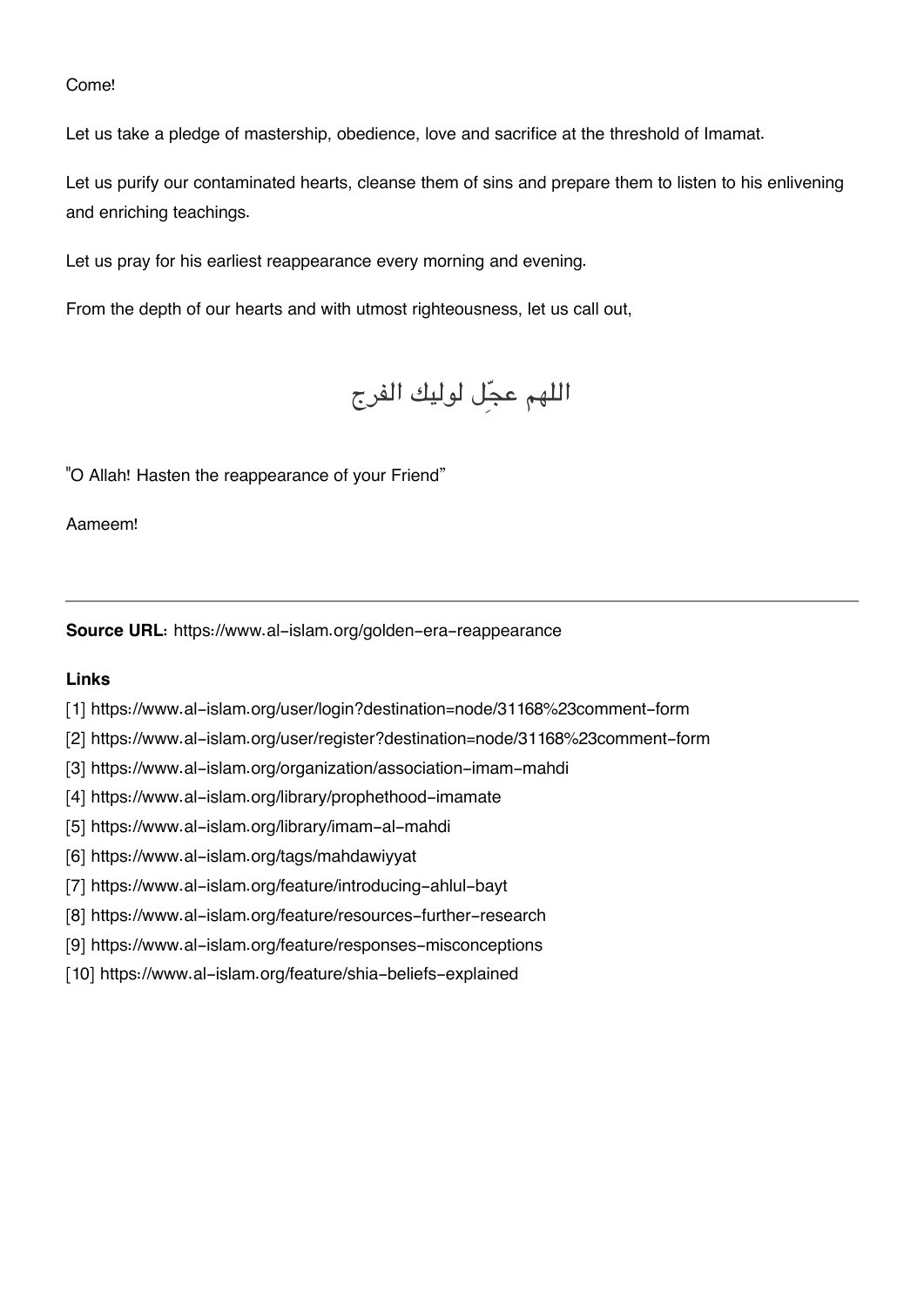Come!

Let us take a pledge of mastership, obedience, love and sacrifice at the threshold of Imamat.

Let us purify our contaminated hearts, cleanse them of sins and prepare them to listen to his enlivening and enriching teachings.

Let us pray for his earliest reappearance every morning and evening.

From the depth of our hearts and with utmost righteousness, let us call out,

اللهم عجِّل لوليك الفرج

"O Allah! Hasten the reappearance of your Friend"

Aameem!

---

**Source URL:** https://www.al-islam.org/golden-era-reappearance

**Links**

[1] https://www.al-islam.org/user/login?destination=node/31168%23comment-form

[2] https://www.al-islam.org/user/register?destination=node/31168%23comment-form

[3] https://www.al-islam.org/organization/association-imam-mahdi

[4] https://www.al-islam.org/library/prophethood-imamate

[5] https://www.al-islam.org/library/imam-al-mahdi

[6] https://www.al-islam.org/tags/mahdawiyyat

[7] https://www.al-islam.org/feature/introducing-ahlul-bayt

[8] https://www.al-islam.org/feature/resources-further-research

[9] https://www.al-islam.org/feature/responses-misconceptions

[10] https://www.al-islam.org/feature/shia-beliefs-explained